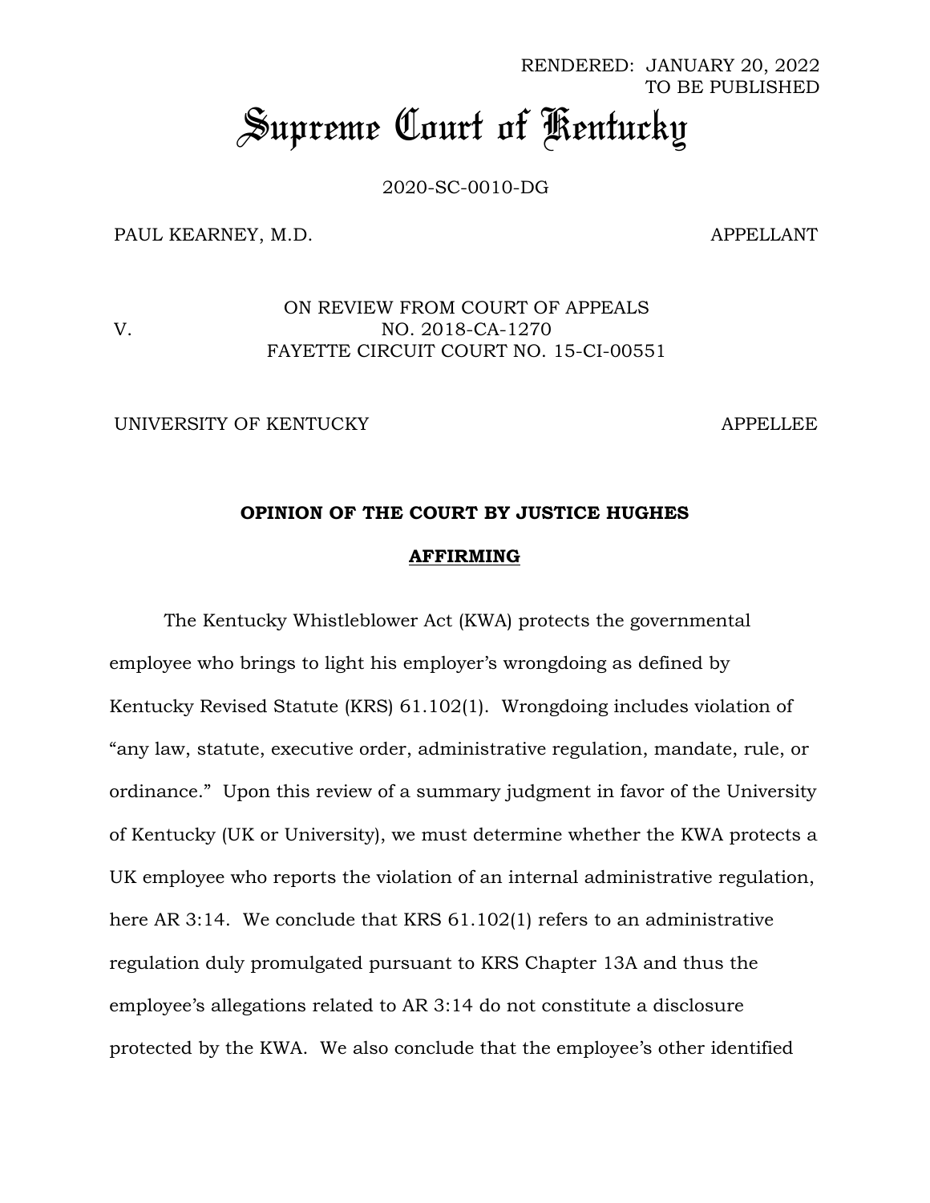RENDERED: JANUARY 20, 2022
TO BE PUBLISHED

# Supreme Court of Kentucky

2020-SC-0010-DG

PAUL KEARNEY, M.D. APPELLANT

V.

ON REVIEW FROM COURT OF APPEALS
NO. 2018-CA-1270
FAYETTE CIRCUIT COURT NO. 15-CI-00551

UNIVERSITY OF KENTUCKY APPELLEE

**OPINION OF THE COURT BY JUSTICE HUGHES**

**AFFIRMING**

The Kentucky Whistleblower Act (KWA) protects the governmental employee who brings to light his employer's wrongdoing as defined by Kentucky Revised Statute (KRS) 61.102(1). Wrongdoing includes violation of "any law, statute, executive order, administrative regulation, mandate, rule, or ordinance." Upon this review of a summary judgment in favor of the University of Kentucky (UK or University), we must determine whether the KWA protects a UK employee who reports the violation of an internal administrative regulation, here AR 3:14. We conclude that KRS 61.102(1) refers to an administrative regulation duly promulgated pursuant to KRS Chapter 13A and thus the employee's allegations related to AR 3:14 do not constitute a disclosure protected by the KWA. We also conclude that the employee's other identified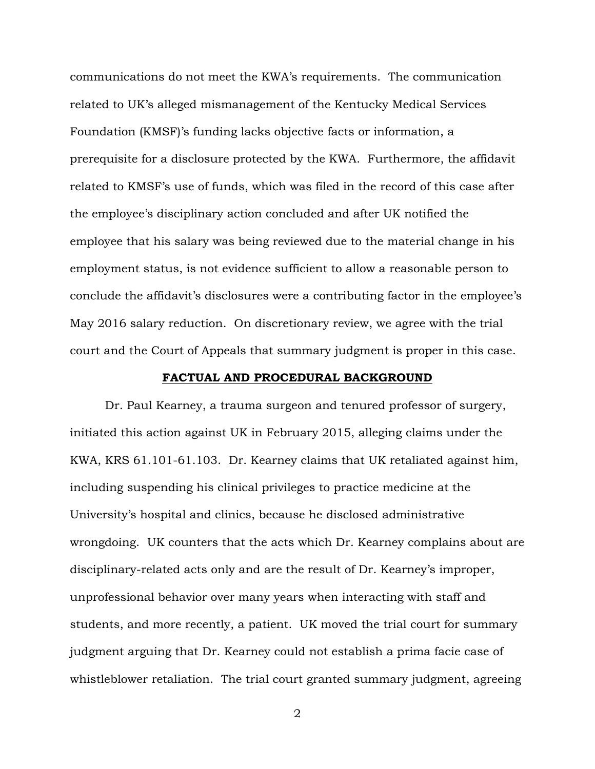communications do not meet the KWA's requirements. The communication related to UK's alleged mismanagement of the Kentucky Medical Services Foundation (KMSF)'s funding lacks objective facts or information, a prerequisite for a disclosure protected by the KWA. Furthermore, the affidavit related to KMSF's use of funds, which was filed in the record of this case after the employee's disciplinary action concluded and after UK notified the employee that his salary was being reviewed due to the material change in his employment status, is not evidence sufficient to allow a reasonable person to conclude the affidavit's disclosures were a contributing factor in the employee's May 2016 salary reduction. On discretionary review, we agree with the trial court and the Court of Appeals that summary judgment is proper in this case.

## FACTUAL AND PROCEDURAL BACKGROUND

Dr. Paul Kearney, a trauma surgeon and tenured professor of surgery, initiated this action against UK in February 2015, alleging claims under the KWA, KRS 61.101-61.103. Dr. Kearney claims that UK retaliated against him, including suspending his clinical privileges to practice medicine at the University's hospital and clinics, because he disclosed administrative wrongdoing. UK counters that the acts which Dr. Kearney complains about are disciplinary-related acts only and are the result of Dr. Kearney's improper, unprofessional behavior over many years when interacting with staff and students, and more recently, a patient. UK moved the trial court for summary judgment arguing that Dr. Kearney could not establish a prima facie case of whistleblower retaliation. The trial court granted summary judgment, agreeing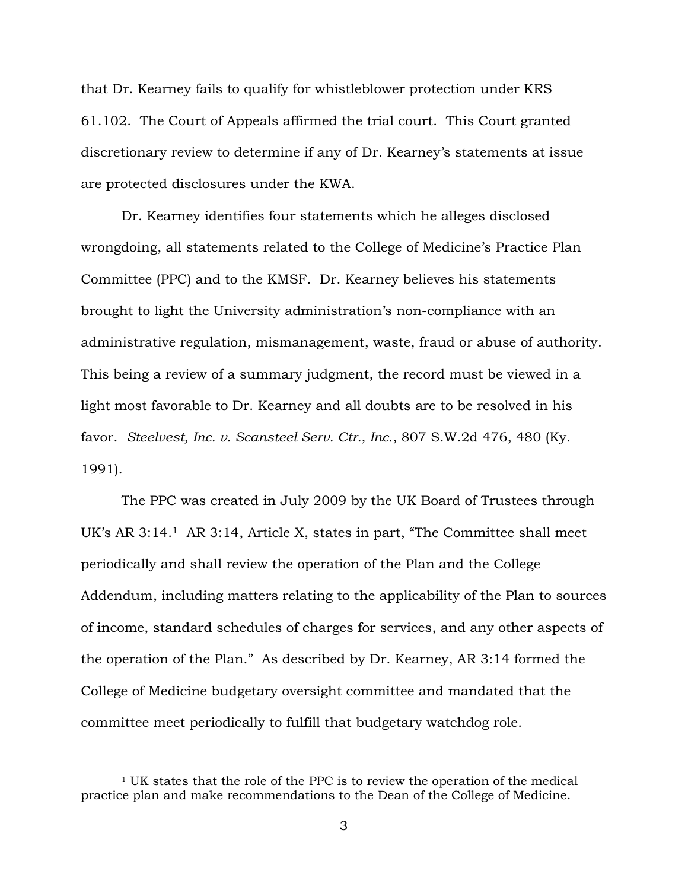that Dr. Kearney fails to qualify for whistleblower protection under KRS 61.102. The Court of Appeals affirmed the trial court. This Court granted discretionary review to determine if any of Dr. Kearney's statements at issue are protected disclosures under the KWA.

Dr. Kearney identifies four statements which he alleges disclosed wrongdoing, all statements related to the College of Medicine's Practice Plan Committee (PPC) and to the KMSF. Dr. Kearney believes his statements brought to light the University administration's non-compliance with an administrative regulation, mismanagement, waste, fraud or abuse of authority. This being a review of a summary judgment, the record must be viewed in a light most favorable to Dr. Kearney and all doubts are to be resolved in his favor. *Steelvest, Inc. v. Scansteel Serv. Ctr., Inc.*, 807 S.W.2d 476, 480 (Ky. 1991).

The PPC was created in July 2009 by the UK Board of Trustees through UK's AR 3:14.[1] AR 3:14, Article X, states in part, "The Committee shall meet periodically and shall review the operation of the Plan and the College Addendum, including matters relating to the applicability of the Plan to sources of income, standard schedules of charges for services, and any other aspects of the operation of the Plan." As described by Dr. Kearney, AR 3:14 formed the College of Medicine budgetary oversight committee and mandated that the committee meet periodically to fulfill that budgetary watchdog role.

---

[1] UK states that the role of the PPC is to review the operation of the medical practice plan and make recommendations to the Dean of the College of Medicine.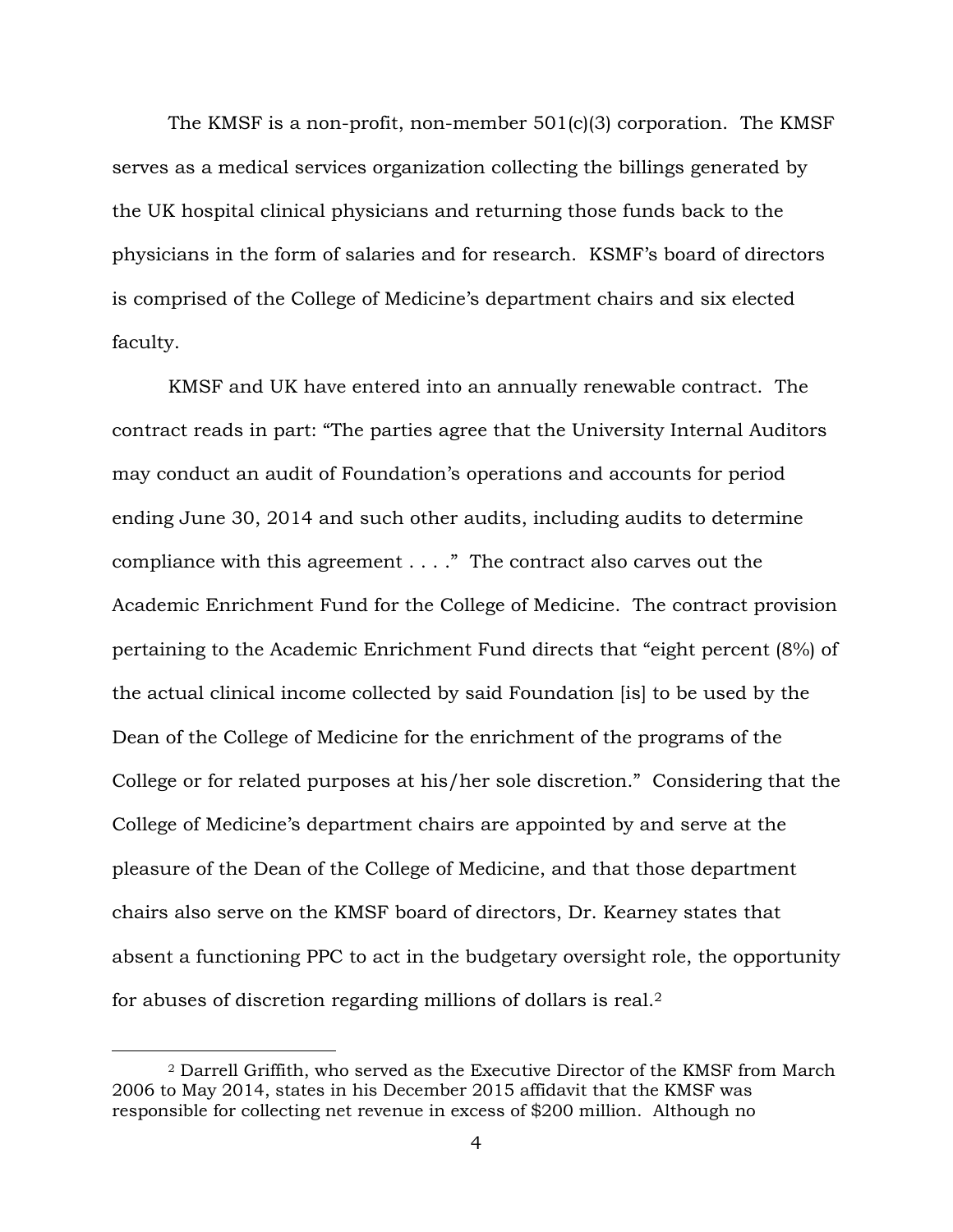The KMSF is a non-profit, non-member 501(c)(3) corporation. The KMSF serves as a medical services organization collecting the billings generated by the UK hospital clinical physicians and returning those funds back to the physicians in the form of salaries and for research. KSMF's board of directors is comprised of the College of Medicine's department chairs and six elected faculty.

KMSF and UK have entered into an annually renewable contract. The contract reads in part: "The parties agree that the University Internal Auditors may conduct an audit of Foundation's operations and accounts for period ending June 30, 2014 and such other audits, including audits to determine compliance with this agreement . . . ." The contract also carves out the Academic Enrichment Fund for the College of Medicine. The contract provision pertaining to the Academic Enrichment Fund directs that "eight percent (8%) of the actual clinical income collected by said Foundation [is] to be used by the Dean of the College of Medicine for the enrichment of the programs of the College or for related purposes at his/her sole discretion." Considering that the College of Medicine's department chairs are appointed by and serve at the pleasure of the Dean of the College of Medicine, and that those department chairs also serve on the KMSF board of directors, Dr. Kearney states that absent a functioning PPC to act in the budgetary oversight role, the opportunity for abuses of discretion regarding millions of dollars is real.[2]

---

[2] Darrell Griffith, who served as the Executive Director of the KMSF from March 2006 to May 2014, states in his December 2015 affidavit that the KMSF was responsible for collecting net revenue in excess of $200 million. Although no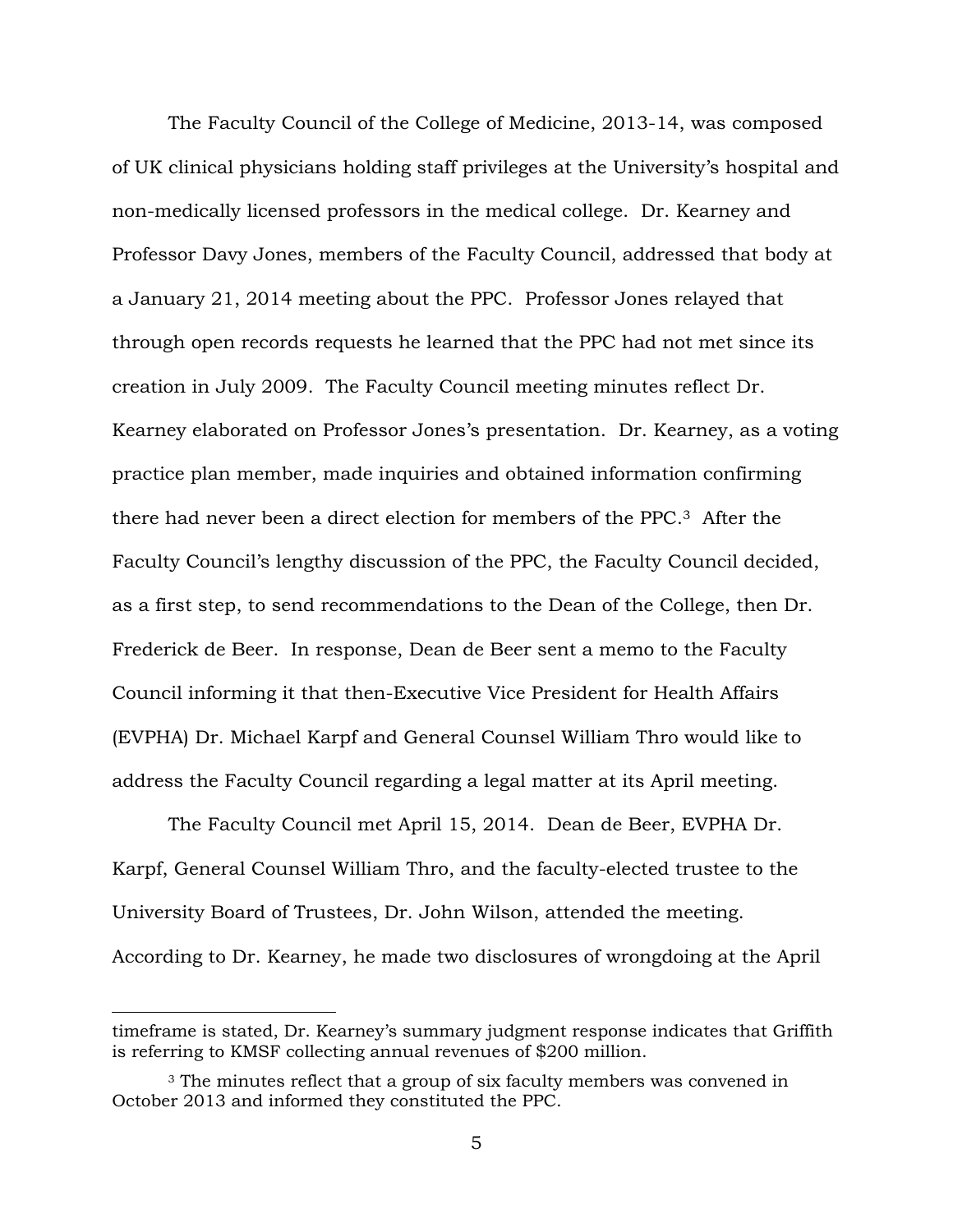The Faculty Council of the College of Medicine, 2013-14, was composed of UK clinical physicians holding staff privileges at the University's hospital and non-medically licensed professors in the medical college. Dr. Kearney and Professor Davy Jones, members of the Faculty Council, addressed that body at a January 21, 2014 meeting about the PPC. Professor Jones relayed that through open records requests he learned that the PPC had not met since its creation in July 2009. The Faculty Council meeting minutes reflect Dr. Kearney elaborated on Professor Jones's presentation. Dr. Kearney, as a voting practice plan member, made inquiries and obtained information confirming there had never been a direct election for members of the PPC.[3] After the Faculty Council's lengthy discussion of the PPC, the Faculty Council decided, as a first step, to send recommendations to the Dean of the College, then Dr. Frederick de Beer. In response, Dean de Beer sent a memo to the Faculty Council informing it that then-Executive Vice President for Health Affairs (EVPHA) Dr. Michael Karpf and General Counsel William Thro would like to address the Faculty Council regarding a legal matter at its April meeting.

The Faculty Council met April 15, 2014. Dean de Beer, EVPHA Dr. Karpf, General Counsel William Thro, and the faculty-elected trustee to the University Board of Trustees, Dr. John Wilson, attended the meeting. According to Dr. Kearney, he made two disclosures of wrongdoing at the April

---

timeframe is stated, Dr. Kearney's summary judgment response indicates that Griffith is referring to KMSF collecting annual revenues of $200 million.

[3] The minutes reflect that a group of six faculty members was convened in October 2013 and informed they constituted the PPC.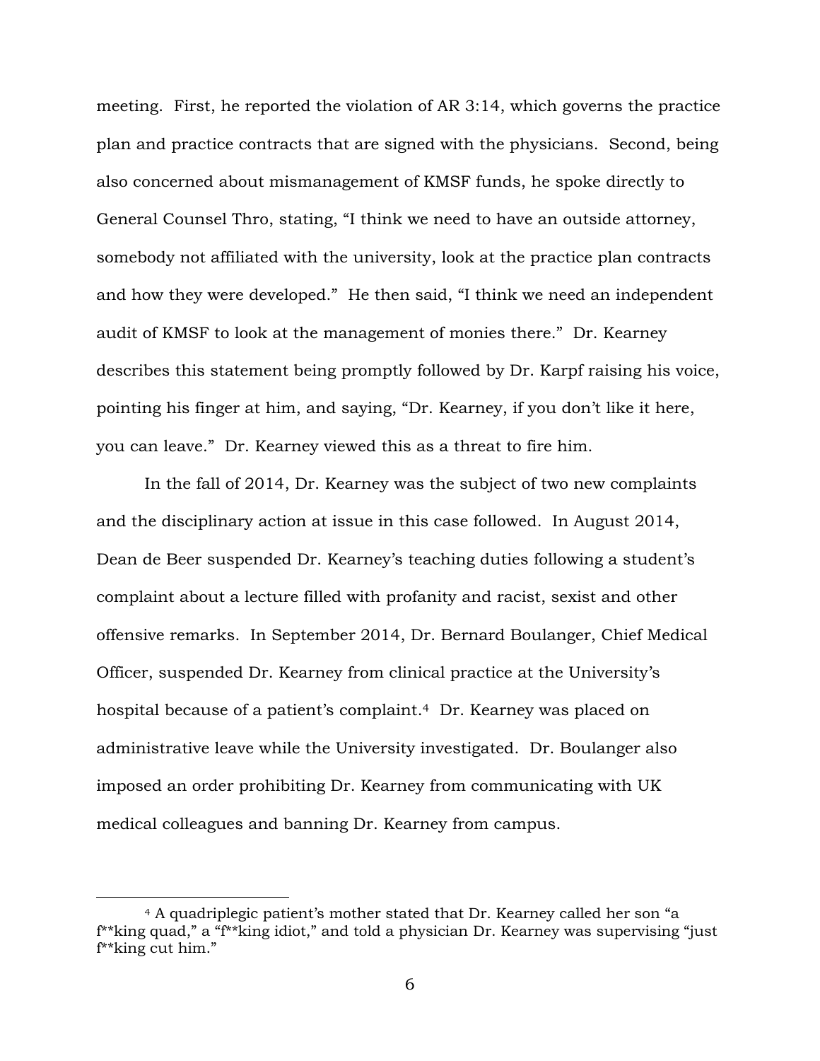meeting. First, he reported the violation of AR 3:14, which governs the practice plan and practice contracts that are signed with the physicians. Second, being also concerned about mismanagement of KMSF funds, he spoke directly to General Counsel Thro, stating, "I think we need to have an outside attorney, somebody not affiliated with the university, look at the practice plan contracts and how they were developed." He then said, "I think we need an independent audit of KMSF to look at the management of monies there." Dr. Kearney describes this statement being promptly followed by Dr. Karpf raising his voice, pointing his finger at him, and saying, "Dr. Kearney, if you don't like it here, you can leave." Dr. Kearney viewed this as a threat to fire him.

In the fall of 2014, Dr. Kearney was the subject of two new complaints and the disciplinary action at issue in this case followed. In August 2014, Dean de Beer suspended Dr. Kearney's teaching duties following a student's complaint about a lecture filled with profanity and racist, sexist and other offensive remarks. In September 2014, Dr. Bernard Boulanger, Chief Medical Officer, suspended Dr. Kearney from clinical practice at the University's hospital because of a patient's complaint.[4] Dr. Kearney was placed on administrative leave while the University investigated. Dr. Boulanger also imposed an order prohibiting Dr. Kearney from communicating with UK medical colleagues and banning Dr. Kearney from campus.

---

[4] A quadriplegic patient's mother stated that Dr. Kearney called her son "a f**king quad," a "f**king idiot," and told a physician Dr. Kearney was supervising "just f**king cut him."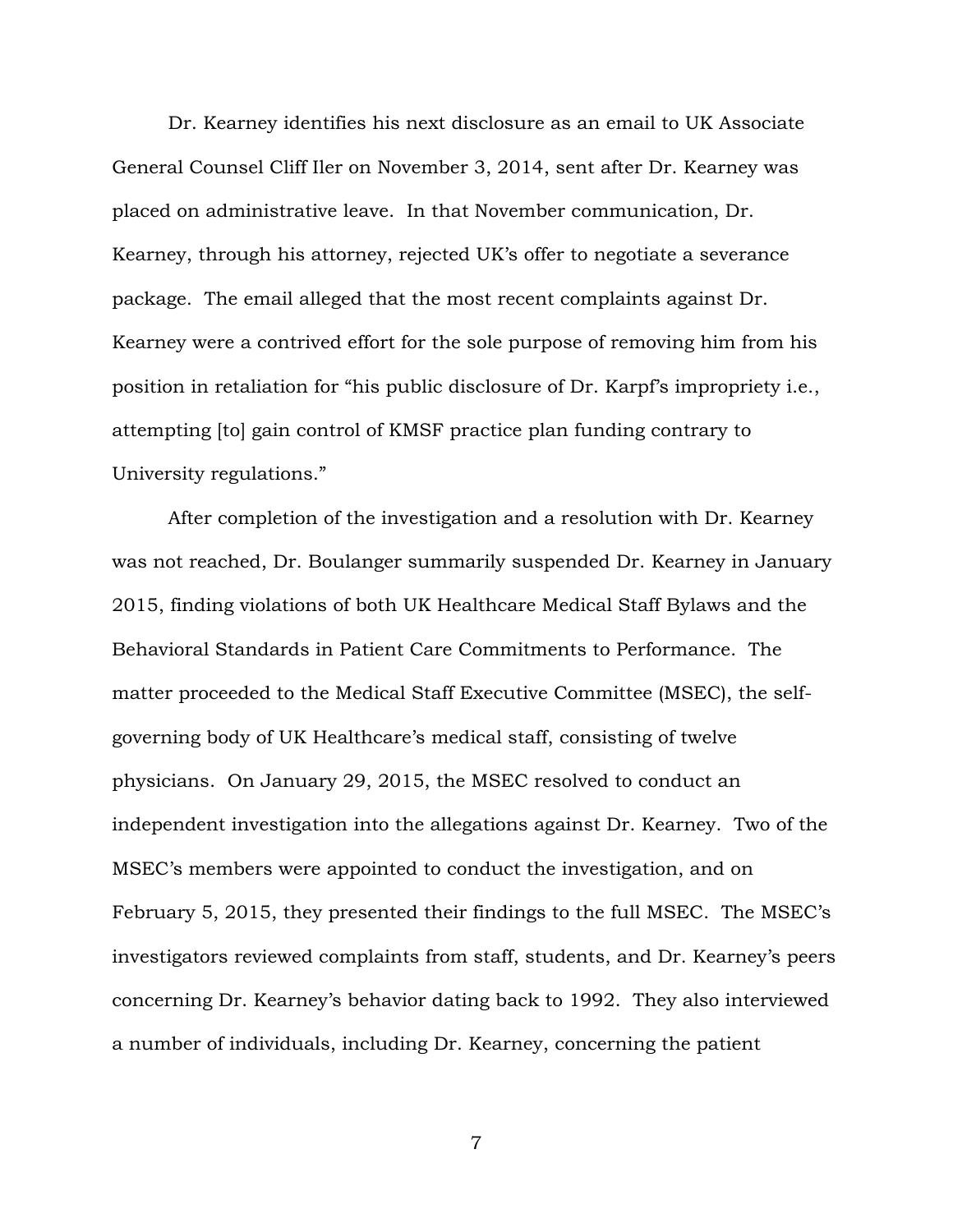Dr. Kearney identifies his next disclosure as an email to UK Associate General Counsel Cliff Iler on November 3, 2014, sent after Dr. Kearney was placed on administrative leave. In that November communication, Dr. Kearney, through his attorney, rejected UK's offer to negotiate a severance package. The email alleged that the most recent complaints against Dr. Kearney were a contrived effort for the sole purpose of removing him from his position in retaliation for "his public disclosure of Dr. Karpf's impropriety i.e., attempting [to] gain control of KMSF practice plan funding contrary to University regulations."

After completion of the investigation and a resolution with Dr. Kearney was not reached, Dr. Boulanger summarily suspended Dr. Kearney in January 2015, finding violations of both UK Healthcare Medical Staff Bylaws and the Behavioral Standards in Patient Care Commitments to Performance. The matter proceeded to the Medical Staff Executive Committee (MSEC), the self-governing body of UK Healthcare's medical staff, consisting of twelve physicians. On January 29, 2015, the MSEC resolved to conduct an independent investigation into the allegations against Dr. Kearney. Two of the MSEC's members were appointed to conduct the investigation, and on February 5, 2015, they presented their findings to the full MSEC. The MSEC's investigators reviewed complaints from staff, students, and Dr. Kearney's peers concerning Dr. Kearney's behavior dating back to 1992. They also interviewed a number of individuals, including Dr. Kearney, concerning the patient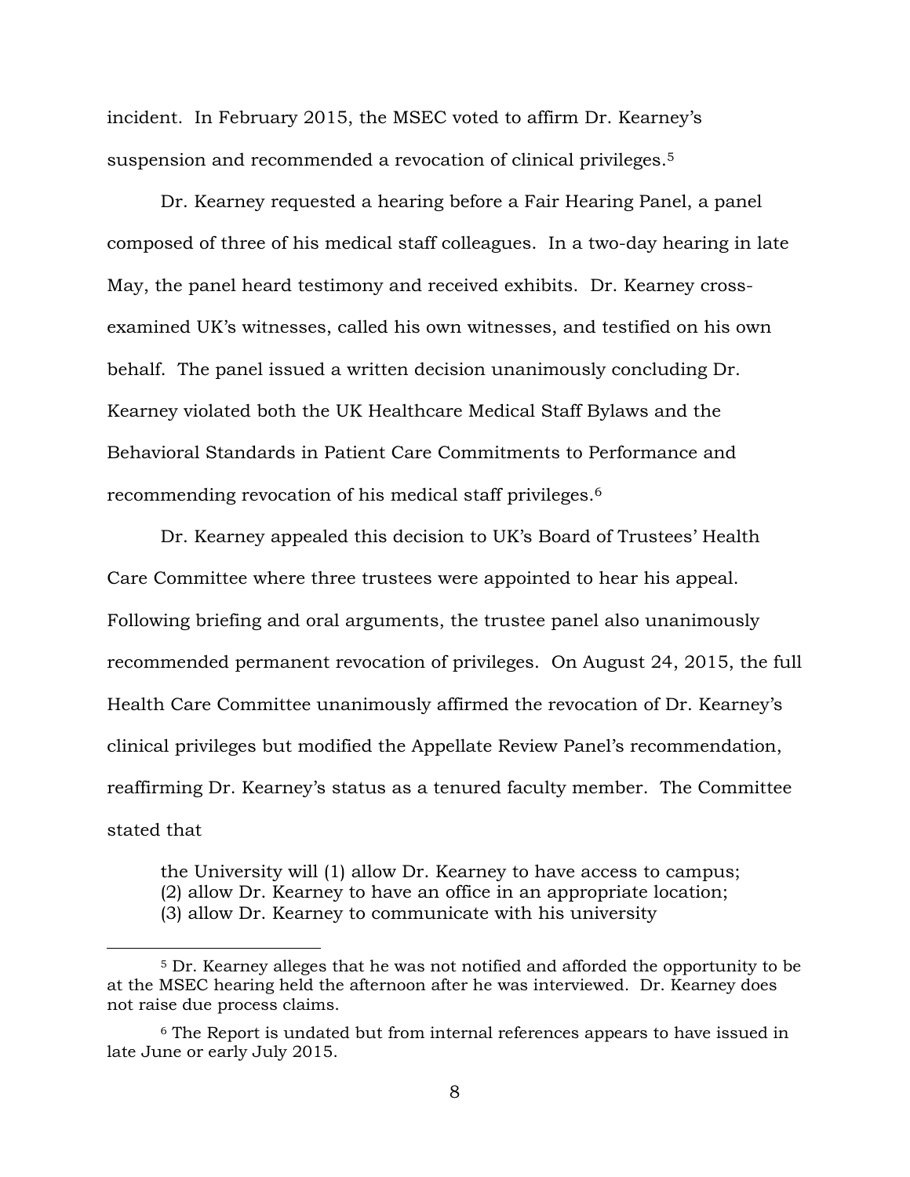incident. In February 2015, the MSEC voted to affirm Dr. Kearney's suspension and recommended a revocation of clinical privileges.[5]

Dr. Kearney requested a hearing before a Fair Hearing Panel, a panel composed of three of his medical staff colleagues. In a two-day hearing in late May, the panel heard testimony and received exhibits. Dr. Kearney cross-examined UK's witnesses, called his own witnesses, and testified on his own behalf. The panel issued a written decision unanimously concluding Dr. Kearney violated both the UK Healthcare Medical Staff Bylaws and the Behavioral Standards in Patient Care Commitments to Performance and recommending revocation of his medical staff privileges.[6]

Dr. Kearney appealed this decision to UK's Board of Trustees' Health Care Committee where three trustees were appointed to hear his appeal. Following briefing and oral arguments, the trustee panel also unanimously recommended permanent revocation of privileges. On August 24, 2015, the full Health Care Committee unanimously affirmed the revocation of Dr. Kearney's clinical privileges but modified the Appellate Review Panel's recommendation, reaffirming Dr. Kearney's status as a tenured faculty member. The Committee stated that

> the University will (1) allow Dr. Kearney to have access to campus; (2) allow Dr. Kearney to have an office in an appropriate location; (3) allow Dr. Kearney to communicate with his university

---

[5] Dr. Kearney alleges that he was not notified and afforded the opportunity to be at the MSEC hearing held the afternoon after he was interviewed. Dr. Kearney does not raise due process claims.

[6] The Report is undated but from internal references appears to have issued in late June or early July 2015.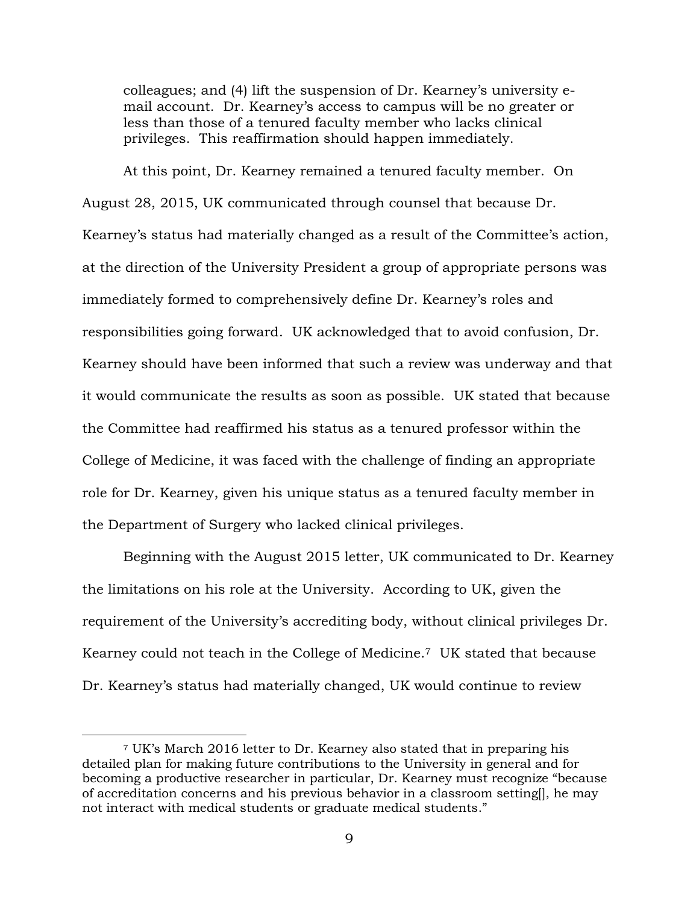> colleagues; and (4) lift the suspension of Dr. Kearney's university e-mail account. Dr. Kearney's access to campus will be no greater or less than those of a tenured faculty member who lacks clinical privileges. This reaffirmation should happen immediately.

At this point, Dr. Kearney remained a tenured faculty member. On August 28, 2015, UK communicated through counsel that because Dr. Kearney's status had materially changed as a result of the Committee's action, at the direction of the University President a group of appropriate persons was immediately formed to comprehensively define Dr. Kearney's roles and responsibilities going forward. UK acknowledged that to avoid confusion, Dr. Kearney should have been informed that such a review was underway and that it would communicate the results as soon as possible. UK stated that because the Committee had reaffirmed his status as a tenured professor within the College of Medicine, it was faced with the challenge of finding an appropriate role for Dr. Kearney, given his unique status as a tenured faculty member in the Department of Surgery who lacked clinical privileges.

Beginning with the August 2015 letter, UK communicated to Dr. Kearney the limitations on his role at the University. According to UK, given the requirement of the University's accrediting body, without clinical privileges Dr. Kearney could not teach in the College of Medicine.[7] UK stated that because Dr. Kearney's status had materially changed, UK would continue to review

---

[7] UK's March 2016 letter to Dr. Kearney also stated that in preparing his detailed plan for making future contributions to the University in general and for becoming a productive researcher in particular, Dr. Kearney must recognize "because of accreditation concerns and his previous behavior in a classroom setting[], he may not interact with medical students or graduate medical students."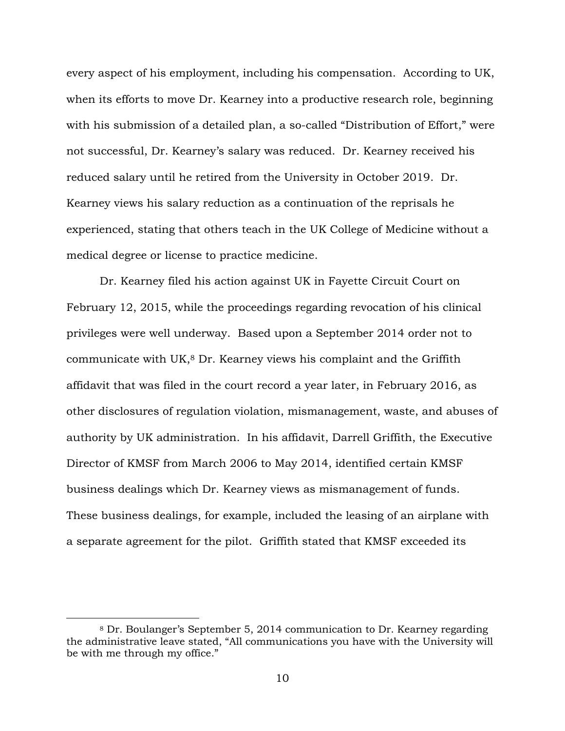every aspect of his employment, including his compensation. According to UK, when its efforts to move Dr. Kearney into a productive research role, beginning with his submission of a detailed plan, a so-called "Distribution of Effort," were not successful, Dr. Kearney's salary was reduced. Dr. Kearney received his reduced salary until he retired from the University in October 2019. Dr. Kearney views his salary reduction as a continuation of the reprisals he experienced, stating that others teach in the UK College of Medicine without a medical degree or license to practice medicine.

Dr. Kearney filed his action against UK in Fayette Circuit Court on February 12, 2015, while the proceedings regarding revocation of his clinical privileges were well underway. Based upon a September 2014 order not to communicate with UK,[8] Dr. Kearney views his complaint and the Griffith affidavit that was filed in the court record a year later, in February 2016, as other disclosures of regulation violation, mismanagement, waste, and abuses of authority by UK administration. In his affidavit, Darrell Griffith, the Executive Director of KMSF from March 2006 to May 2014, identified certain KMSF business dealings which Dr. Kearney views as mismanagement of funds. These business dealings, for example, included the leasing of an airplane with a separate agreement for the pilot. Griffith stated that KMSF exceeded its

[8] Dr. Boulanger's September 5, 2014 communication to Dr. Kearney regarding the administrative leave stated, "All communications you have with the University will be with me through my office."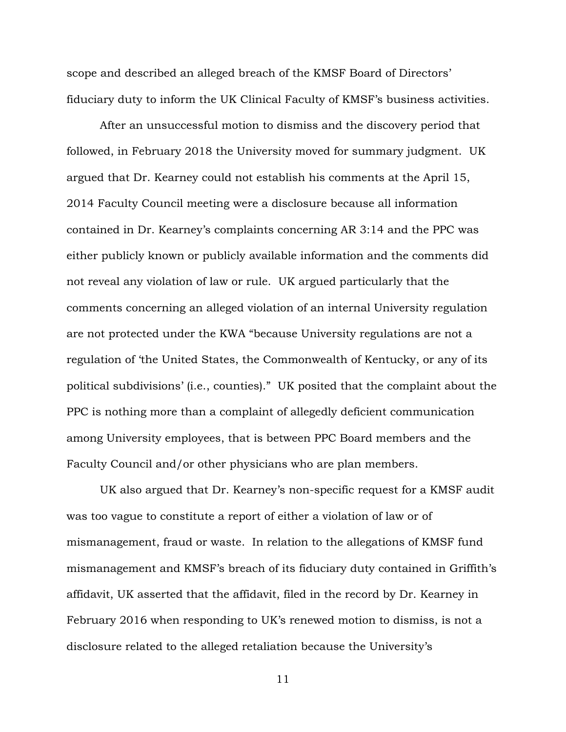scope and described an alleged breach of the KMSF Board of Directors' fiduciary duty to inform the UK Clinical Faculty of KMSF's business activities.

After an unsuccessful motion to dismiss and the discovery period that followed, in February 2018 the University moved for summary judgment. UK argued that Dr. Kearney could not establish his comments at the April 15, 2014 Faculty Council meeting were a disclosure because all information contained in Dr. Kearney's complaints concerning AR 3:14 and the PPC was either publicly known or publicly available information and the comments did not reveal any violation of law or rule. UK argued particularly that the comments concerning an alleged violation of an internal University regulation are not protected under the KWA "because University regulations are not a regulation of 'the United States, the Commonwealth of Kentucky, or any of its political subdivisions' (i.e., counties)." UK posited that the complaint about the PPC is nothing more than a complaint of allegedly deficient communication among University employees, that is between PPC Board members and the Faculty Council and/or other physicians who are plan members.

UK also argued that Dr. Kearney's non-specific request for a KMSF audit was too vague to constitute a report of either a violation of law or of mismanagement, fraud or waste. In relation to the allegations of KMSF fund mismanagement and KMSF's breach of its fiduciary duty contained in Griffith's affidavit, UK asserted that the affidavit, filed in the record by Dr. Kearney in February 2016 when responding to UK's renewed motion to dismiss, is not a disclosure related to the alleged retaliation because the University's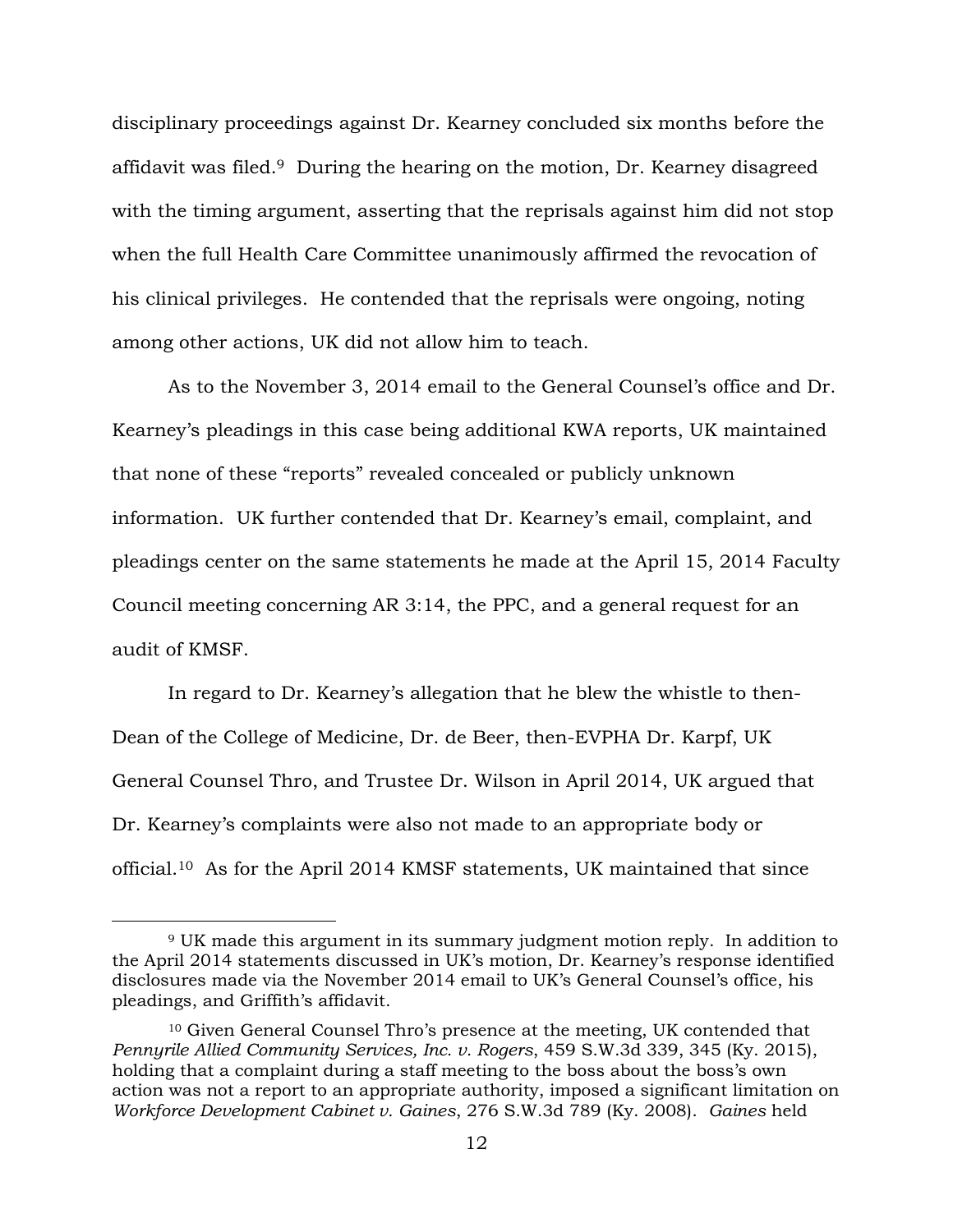disciplinary proceedings against Dr. Kearney concluded six months before the affidavit was filed.[9] During the hearing on the motion, Dr. Kearney disagreed with the timing argument, asserting that the reprisals against him did not stop when the full Health Care Committee unanimously affirmed the revocation of his clinical privileges. He contended that the reprisals were ongoing, noting among other actions, UK did not allow him to teach.

As to the November 3, 2014 email to the General Counsel's office and Dr. Kearney's pleadings in this case being additional KWA reports, UK maintained that none of these "reports" revealed concealed or publicly unknown information. UK further contended that Dr. Kearney's email, complaint, and pleadings center on the same statements he made at the April 15, 2014 Faculty Council meeting concerning AR 3:14, the PPC, and a general request for an audit of KMSF.

In regard to Dr. Kearney's allegation that he blew the whistle to then-Dean of the College of Medicine, Dr. de Beer, then-EVPHA Dr. Karpf, UK General Counsel Thro, and Trustee Dr. Wilson in April 2014, UK argued that Dr. Kearney's complaints were also not made to an appropriate body or official.[10] As for the April 2014 KMSF statements, UK maintained that since

---

[9] UK made this argument in its summary judgment motion reply. In addition to the April 2014 statements discussed in UK's motion, Dr. Kearney's response identified disclosures made via the November 2014 email to UK's General Counsel's office, his pleadings, and Griffith's affidavit.

[10] Given General Counsel Thro's presence at the meeting, UK contended that *Pennyrile Allied Community Services, Inc. v. Rogers*, 459 S.W.3d 339, 345 (Ky. 2015), holding that a complaint during a staff meeting to the boss about the boss's own action was not a report to an appropriate authority, imposed a significant limitation on *Workforce Development Cabinet v. Gaines*, 276 S.W.3d 789 (Ky. 2008). *Gaines* held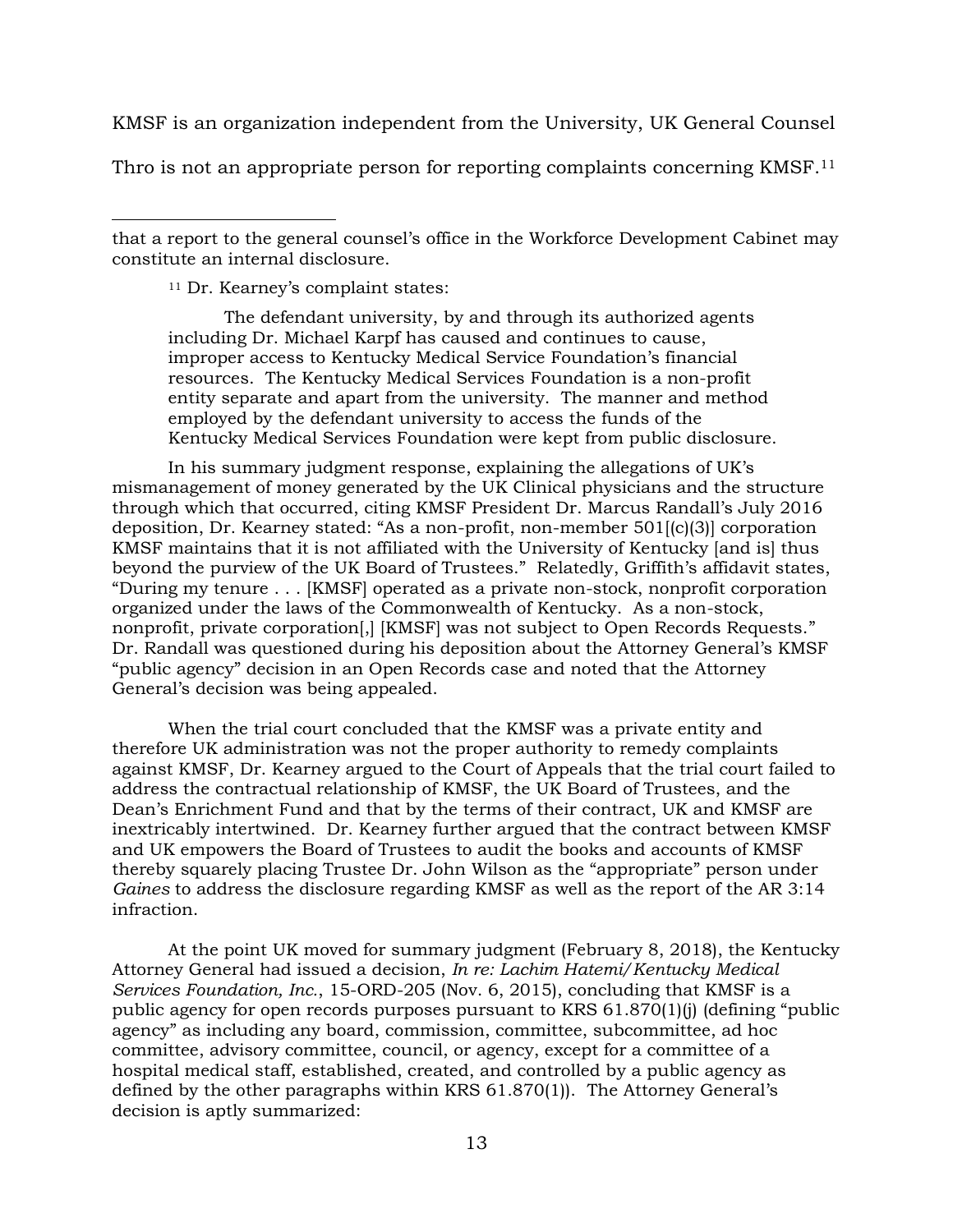KMSF is an organization independent from the University, UK General Counsel Thro is not an appropriate person for reporting complaints concerning KMSF.[11]

---

that a report to the general counsel's office in the Workforce Development Cabinet may constitute an internal disclosure.

[11] Dr. Kearney's complaint states:

> The defendant university, by and through its authorized agents including Dr. Michael Karpf has caused and continues to cause, improper access to Kentucky Medical Service Foundation's financial resources. The Kentucky Medical Services Foundation is a non-profit entity separate and apart from the university. The manner and method employed by the defendant university to access the funds of the Kentucky Medical Services Foundation were kept from public disclosure.

In his summary judgment response, explaining the allegations of UK's mismanagement of money generated by the UK Clinical physicians and the structure through which that occurred, citing KMSF President Dr. Marcus Randall's July 2016 deposition, Dr. Kearney stated: "As a non-profit, non-member 501[(c)(3)] corporation KMSF maintains that it is not affiliated with the University of Kentucky [and is] thus beyond the purview of the UK Board of Trustees." Relatedly, Griffith's affidavit states, "During my tenure . . . [KMSF] operated as a private non-stock, nonprofit corporation organized under the laws of the Commonwealth of Kentucky. As a non-stock, nonprofit, private corporation[,] [KMSF] was not subject to Open Records Requests." Dr. Randall was questioned during his deposition about the Attorney General's KMSF "public agency" decision in an Open Records case and noted that the Attorney General's decision was being appealed.

When the trial court concluded that the KMSF was a private entity and therefore UK administration was not the proper authority to remedy complaints against KMSF, Dr. Kearney argued to the Court of Appeals that the trial court failed to address the contractual relationship of KMSF, the UK Board of Trustees, and the Dean's Enrichment Fund and that by the terms of their contract, UK and KMSF are inextricably intertwined. Dr. Kearney further argued that the contract between KMSF and UK empowers the Board of Trustees to audit the books and accounts of KMSF thereby squarely placing Trustee Dr. John Wilson as the "appropriate" person under *Gaines* to address the disclosure regarding KMSF as well as the report of the AR 3:14 infraction.

At the point UK moved for summary judgment (February 8, 2018), the Kentucky Attorney General had issued a decision, *In re: Lachim Hatemi/Kentucky Medical Services Foundation, Inc.*, 15-ORD-205 (Nov. 6, 2015), concluding that KMSF is a public agency for open records purposes pursuant to KRS 61.870(1)(j) (defining "public agency" as including any board, commission, committee, subcommittee, ad hoc committee, advisory committee, council, or agency, except for a committee of a hospital medical staff, established, created, and controlled by a public agency as defined by the other paragraphs within KRS 61.870(1)). The Attorney General's decision is aptly summarized: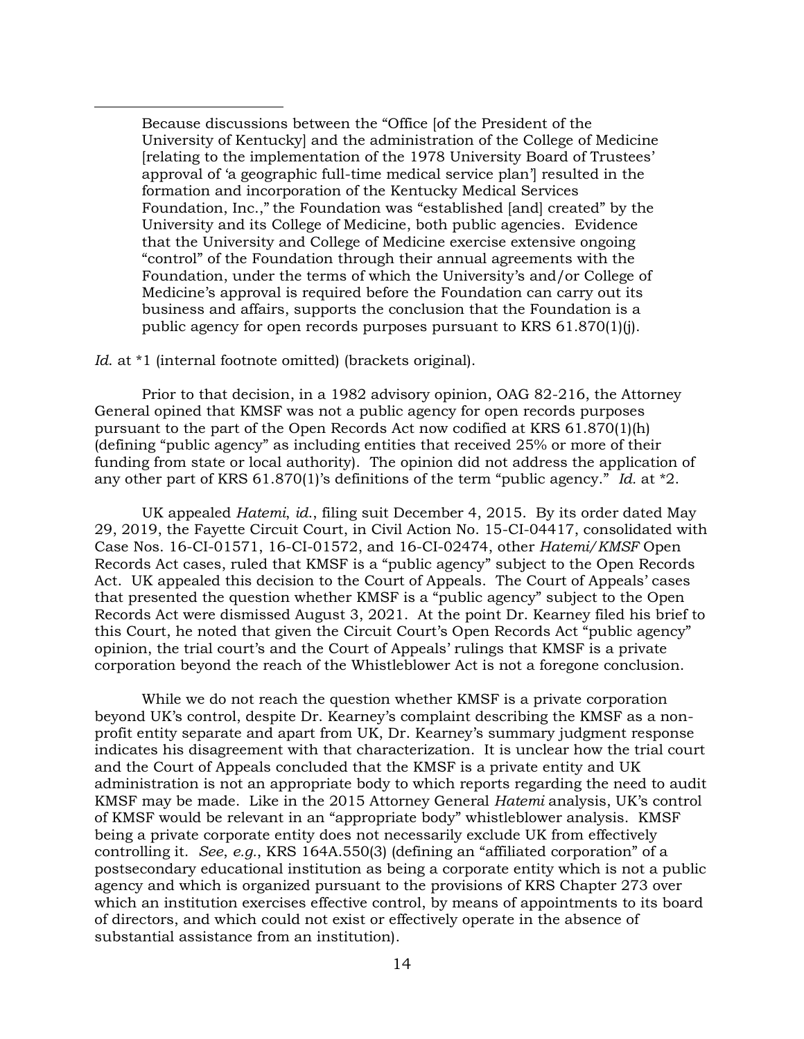> Because discussions between the "Office [of the President of the University of Kentucky] and the administration of the College of Medicine [relating to the implementation of the 1978 University Board of Trustees' approval of 'a geographic full-time medical service plan'] resulted in the formation and incorporation of the Kentucky Medical Services Foundation, Inc.," the Foundation was "established [and] created" by the University and its College of Medicine, both public agencies. Evidence that the University and College of Medicine exercise extensive ongoing "control" of the Foundation through their annual agreements with the Foundation, under the terms of which the University's and/or College of Medicine's approval is required before the Foundation can carry out its business and affairs, supports the conclusion that the Foundation is a public agency for open records purposes pursuant to KRS 61.870(1)(j).

*Id.* at *1 (internal footnote omitted) (brackets original).

Prior to that decision, in a 1982 advisory opinion, OAG 82-216, the Attorney General opined that KMSF was not a public agency for open records purposes pursuant to the part of the Open Records Act now codified at KRS 61.870(1)(h) (defining "public agency" as including entities that received 25% or more of their funding from state or local authority). The opinion did not address the application of any other part of KRS 61.870(1)'s definitions of the term "public agency." *Id.* at *2.

UK appealed *Hatemi*, *id.*, filing suit December 4, 2015. By its order dated May 29, 2019, the Fayette Circuit Court, in Civil Action No. 15-CI-04417, consolidated with Case Nos. 16-CI-01571, 16-CI-01572, and 16-CI-02474, other *Hatemi/KMSF* Open Records Act cases, ruled that KMSF is a "public agency" subject to the Open Records Act. UK appealed this decision to the Court of Appeals. The Court of Appeals' cases that presented the question whether KMSF is a "public agency" subject to the Open Records Act were dismissed August 3, 2021. At the point Dr. Kearney filed his brief to this Court, he noted that given the Circuit Court's Open Records Act "public agency" opinion, the trial court's and the Court of Appeals' rulings that KMSF is a private corporation beyond the reach of the Whistleblower Act is not a foregone conclusion.

While we do not reach the question whether KMSF is a private corporation beyond UK's control, despite Dr. Kearney's complaint describing the KMSF as a non-profit entity separate and apart from UK, Dr. Kearney's summary judgment response indicates his disagreement with that characterization. It is unclear how the trial court and the Court of Appeals concluded that the KMSF is a private entity and UK administration is not an appropriate body to which reports regarding the need to audit KMSF may be made. Like in the 2015 Attorney General *Hatemi* analysis, UK's control of KMSF would be relevant in an "appropriate body" whistleblower analysis. KMSF being a private corporate entity does not necessarily exclude UK from effectively controlling it. *See*, *e.g.*, KRS 164A.550(3) (defining an "affiliated corporation" of a postsecondary educational institution as being a corporate entity which is not a public agency and which is organized pursuant to the provisions of KRS Chapter 273 over which an institution exercises effective control, by means of appointments to its board of directors, and which could not exist or effectively operate in the absence of substantial assistance from an institution).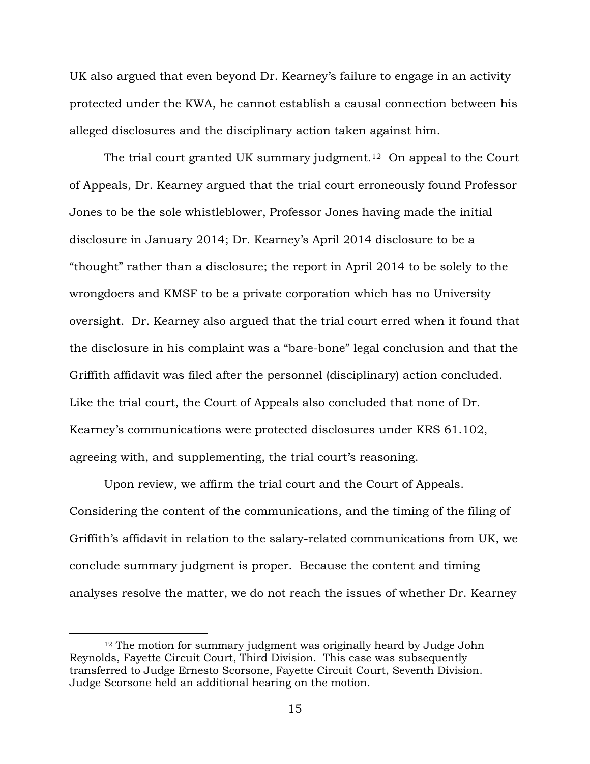UK also argued that even beyond Dr. Kearney's failure to engage in an activity protected under the KWA, he cannot establish a causal connection between his alleged disclosures and the disciplinary action taken against him.

The trial court granted UK summary judgment.[12] On appeal to the Court of Appeals, Dr. Kearney argued that the trial court erroneously found Professor Jones to be the sole whistleblower, Professor Jones having made the initial disclosure in January 2014; Dr. Kearney's April 2014 disclosure to be a "thought" rather than a disclosure; the report in April 2014 to be solely to the wrongdoers and KMSF to be a private corporation which has no University oversight. Dr. Kearney also argued that the trial court erred when it found that the disclosure in his complaint was a "bare-bone" legal conclusion and that the Griffith affidavit was filed after the personnel (disciplinary) action concluded. Like the trial court, the Court of Appeals also concluded that none of Dr. Kearney's communications were protected disclosures under KRS 61.102, agreeing with, and supplementing, the trial court's reasoning.

Upon review, we affirm the trial court and the Court of Appeals. Considering the content of the communications, and the timing of the filing of Griffith's affidavit in relation to the salary-related communications from UK, we conclude summary judgment is proper. Because the content and timing analyses resolve the matter, we do not reach the issues of whether Dr. Kearney

[12] The motion for summary judgment was originally heard by Judge John Reynolds, Fayette Circuit Court, Third Division. This case was subsequently transferred to Judge Ernesto Scorsone, Fayette Circuit Court, Seventh Division. Judge Scorsone held an additional hearing on the motion.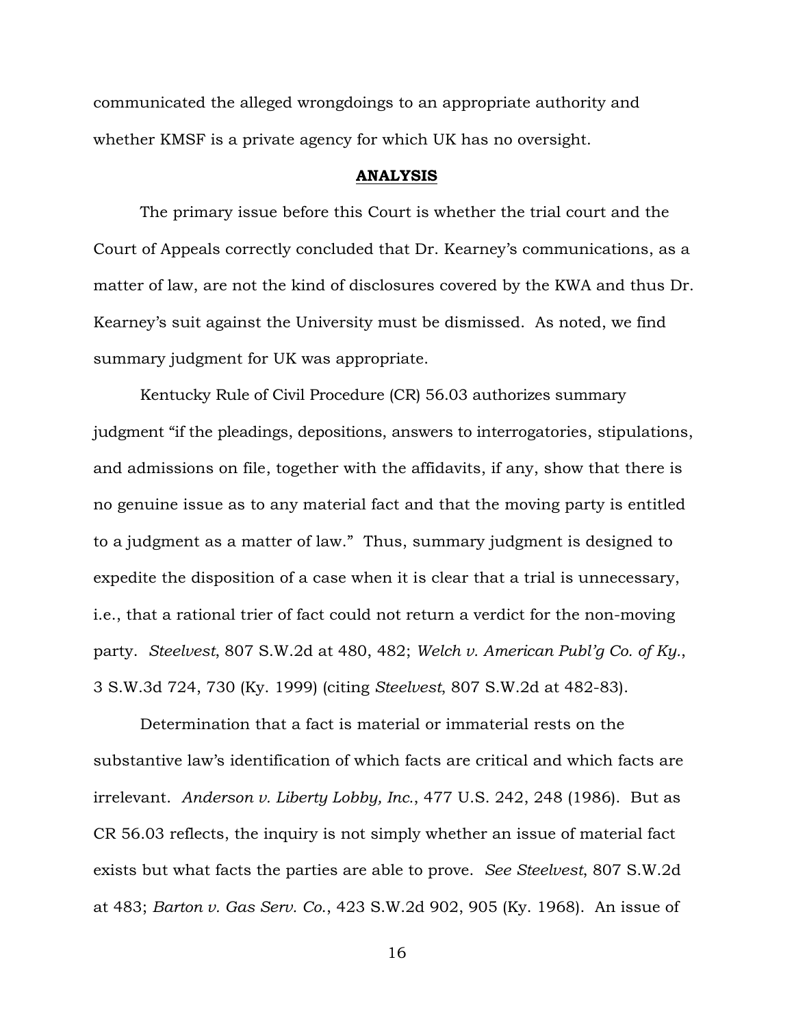communicated the alleged wrongdoings to an appropriate authority and whether KMSF is a private agency for which UK has no oversight.

## **ANALYSIS**

The primary issue before this Court is whether the trial court and the Court of Appeals correctly concluded that Dr. Kearney's communications, as a matter of law, are not the kind of disclosures covered by the KWA and thus Dr. Kearney's suit against the University must be dismissed. As noted, we find summary judgment for UK was appropriate.

Kentucky Rule of Civil Procedure (CR) 56.03 authorizes summary judgment "if the pleadings, depositions, answers to interrogatories, stipulations, and admissions on file, together with the affidavits, if any, show that there is no genuine issue as to any material fact and that the moving party is entitled to a judgment as a matter of law." Thus, summary judgment is designed to expedite the disposition of a case when it is clear that a trial is unnecessary, i.e., that a rational trier of fact could not return a verdict for the non-moving party. *Steelvest*, 807 S.W.2d at 480, 482; *Welch v. American Publ'g Co. of Ky.*, 3 S.W.3d 724, 730 (Ky. 1999) (citing *Steelvest*, 807 S.W.2d at 482-83).

Determination that a fact is material or immaterial rests on the substantive law's identification of which facts are critical and which facts are irrelevant. *Anderson v. Liberty Lobby, Inc.*, 477 U.S. 242, 248 (1986). But as CR 56.03 reflects, the inquiry is not simply whether an issue of material fact exists but what facts the parties are able to prove. *See Steelvest*, 807 S.W.2d at 483; *Barton v. Gas Serv. Co.*, 423 S.W.2d 902, 905 (Ky. 1968). An issue of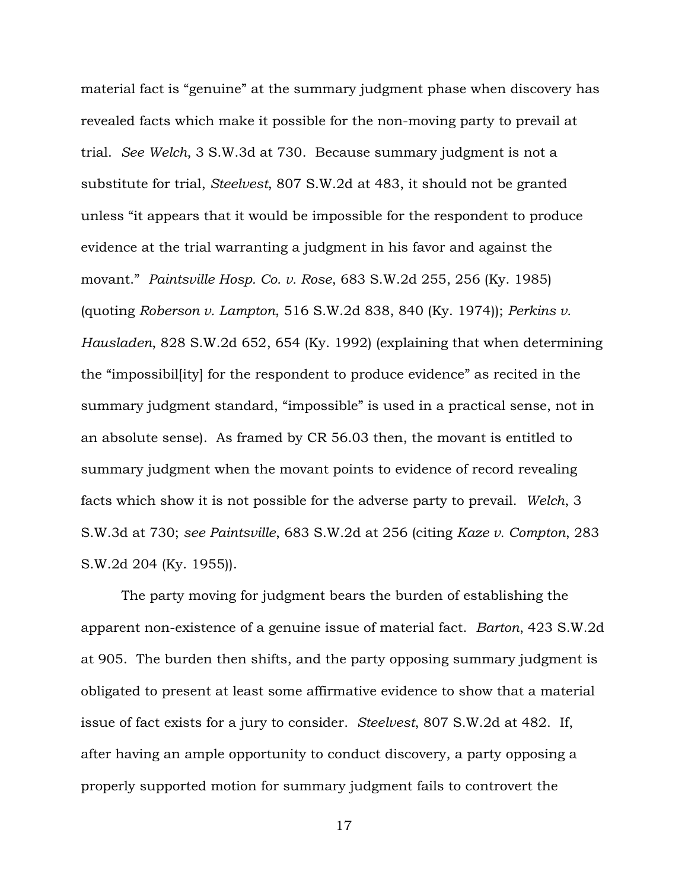material fact is "genuine" at the summary judgment phase when discovery has revealed facts which make it possible for the non-moving party to prevail at trial. *See Welch*, 3 S.W.3d at 730. Because summary judgment is not a substitute for trial, *Steelvest*, 807 S.W.2d at 483, it should not be granted unless "it appears that it would be impossible for the respondent to produce evidence at the trial warranting a judgment in his favor and against the movant." *Paintsville Hosp. Co. v. Rose*, 683 S.W.2d 255, 256 (Ky. 1985) (quoting *Roberson v. Lampton*, 516 S.W.2d 838, 840 (Ky. 1974)); *Perkins v. Hausladen*, 828 S.W.2d 652, 654 (Ky. 1992) (explaining that when determining the "impossibil[ity] for the respondent to produce evidence" as recited in the summary judgment standard, "impossible" is used in a practical sense, not in an absolute sense). As framed by CR 56.03 then, the movant is entitled to summary judgment when the movant points to evidence of record revealing facts which show it is not possible for the adverse party to prevail. *Welch*, 3 S.W.3d at 730; *see Paintsville*, 683 S.W.2d at 256 (citing *Kaze v. Compton*, 283 S.W.2d 204 (Ky. 1955)).

The party moving for judgment bears the burden of establishing the apparent non-existence of a genuine issue of material fact. *Barton*, 423 S.W.2d at 905. The burden then shifts, and the party opposing summary judgment is obligated to present at least some affirmative evidence to show that a material issue of fact exists for a jury to consider. *Steelvest*, 807 S.W.2d at 482. If, after having an ample opportunity to conduct discovery, a party opposing a properly supported motion for summary judgment fails to controvert the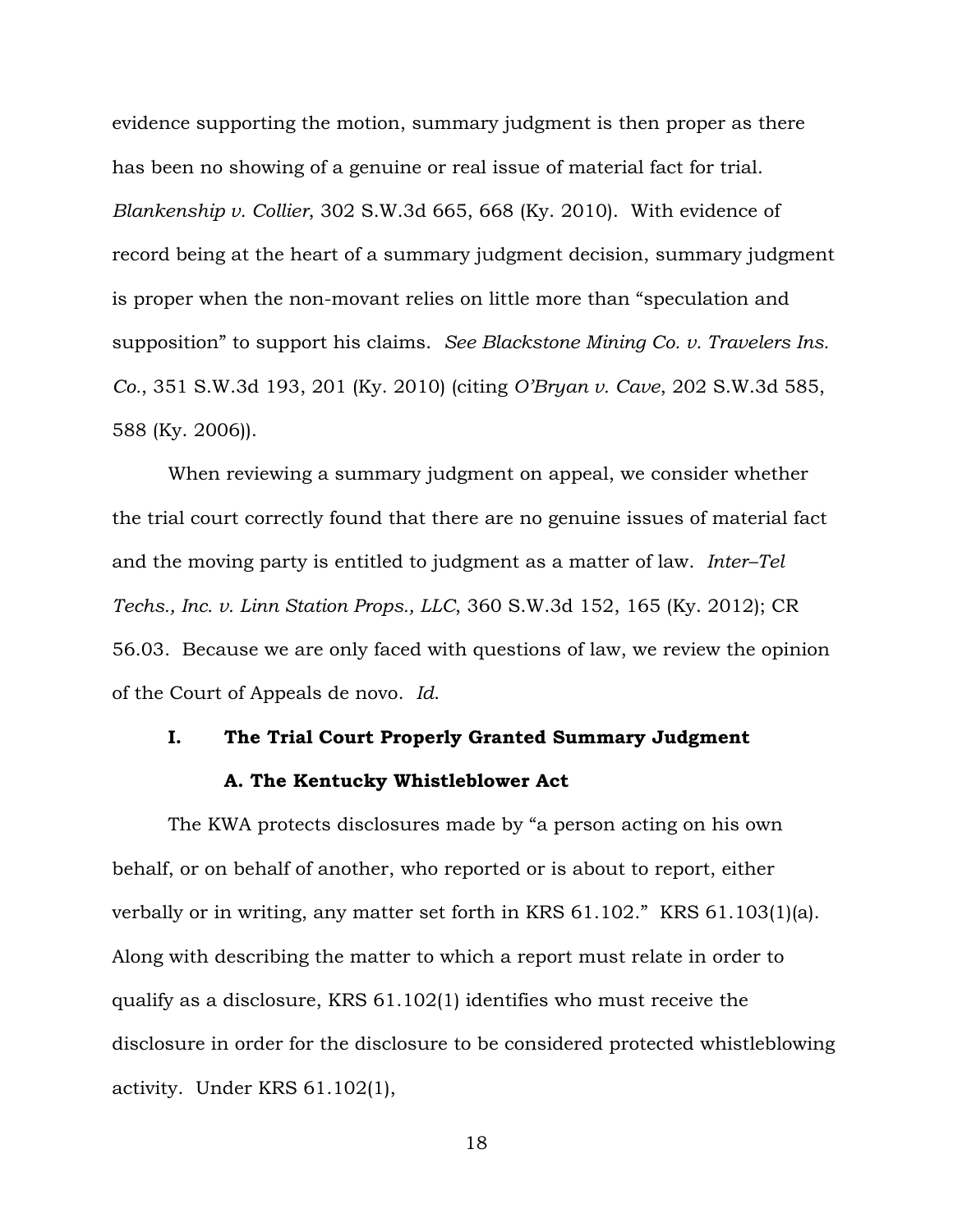evidence supporting the motion, summary judgment is then proper as there has been no showing of a genuine or real issue of material fact for trial. *Blankenship v. Collier*, 302 S.W.3d 665, 668 (Ky. 2010). With evidence of record being at the heart of a summary judgment decision, summary judgment is proper when the non-movant relies on little more than "speculation and supposition" to support his claims. *See Blackstone Mining Co. v. Travelers Ins. Co.*, 351 S.W.3d 193, 201 (Ky. 2010) (citing *O'Bryan v. Cave*, 202 S.W.3d 585, 588 (Ky. 2006)).

When reviewing a summary judgment on appeal, we consider whether the trial court correctly found that there are no genuine issues of material fact and the moving party is entitled to judgment as a matter of law. *Inter–Tel Techs., Inc. v. Linn Station Props., LLC*, 360 S.W.3d 152, 165 (Ky. 2012); CR 56.03. Because we are only faced with questions of law, we review the opinion of the Court of Appeals de novo. *Id.*

## I. The Trial Court Properly Granted Summary Judgment

### A. The Kentucky Whistleblower Act

The KWA protects disclosures made by "a person acting on his own behalf, or on behalf of another, who reported or is about to report, either verbally or in writing, any matter set forth in KRS 61.102." KRS 61.103(1)(a). Along with describing the matter to which a report must relate in order to qualify as a disclosure, KRS 61.102(1) identifies who must receive the disclosure in order for the disclosure to be considered protected whistleblowing activity. Under KRS 61.102(1),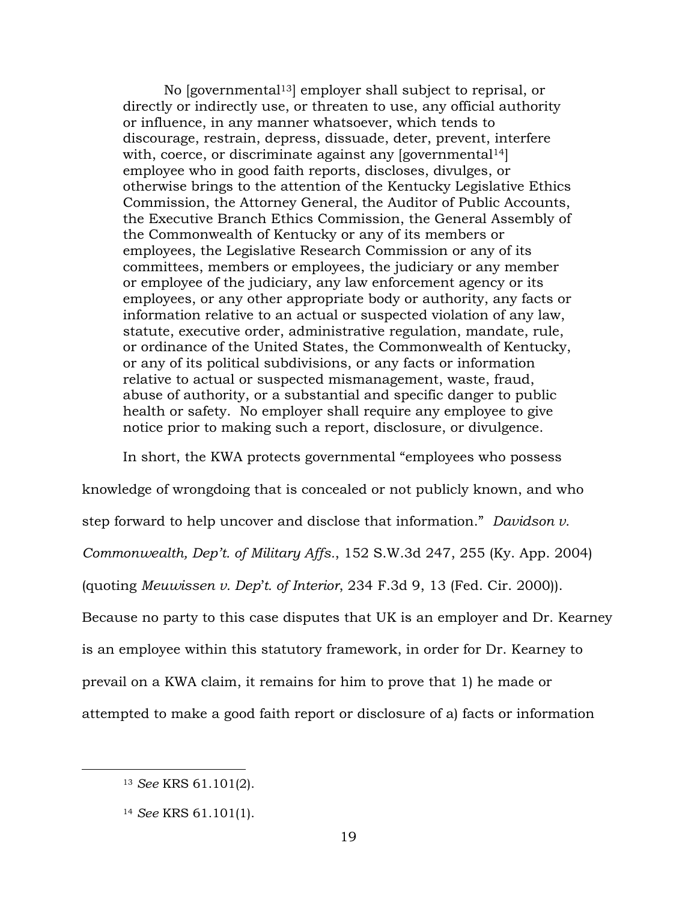> No [governmental[13]] employer shall subject to reprisal, or directly or indirectly use, or threaten to use, any official authority or influence, in any manner whatsoever, which tends to discourage, restrain, depress, dissuade, deter, prevent, interfere with, coerce, or discriminate against any [governmental[14]] employee who in good faith reports, discloses, divulges, or otherwise brings to the attention of the Kentucky Legislative Ethics Commission, the Attorney General, the Auditor of Public Accounts, the Executive Branch Ethics Commission, the General Assembly of the Commonwealth of Kentucky or any of its members or employees, the Legislative Research Commission or any of its committees, members or employees, the judiciary or any member or employee of the judiciary, any law enforcement agency or its employees, or any other appropriate body or authority, any facts or information relative to an actual or suspected violation of any law, statute, executive order, administrative regulation, mandate, rule, or ordinance of the United States, the Commonwealth of Kentucky, or any of its political subdivisions, or any facts or information relative to actual or suspected mismanagement, waste, fraud, abuse of authority, or a substantial and specific danger to public health or safety. No employer shall require any employee to give notice prior to making such a report, disclosure, or divulgence.

In short, the KWA protects governmental "employees who possess knowledge of wrongdoing that is concealed or not publicly known, and who step forward to help uncover and disclose that information." *Davidson v. Commonwealth, Dep't. of Military Affs.*, 152 S.W.3d 247, 255 (Ky. App. 2004) (quoting *Meuwissen v. Dep't. of Interior*, 234 F.3d 9, 13 (Fed. Cir. 2000)). Because no party to this case disputes that UK is an employer and Dr. Kearney is an employee within this statutory framework, in order for Dr. Kearney to prevail on a KWA claim, it remains for him to prove that 1) he made or attempted to make a good faith report or disclosure of a) facts or information

---

[13] *See* KRS 61.101(2).

[14] *See* KRS 61.101(1).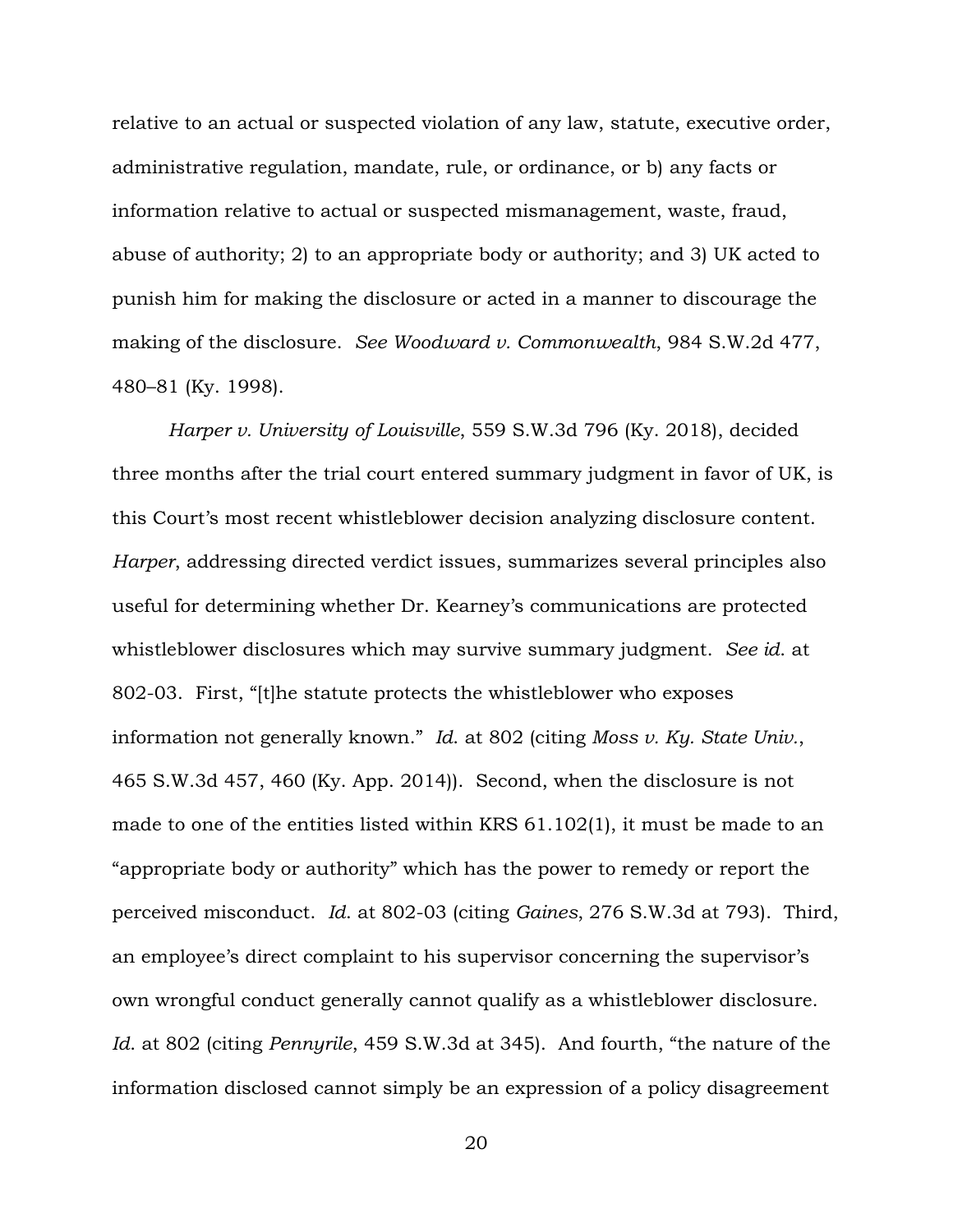relative to an actual or suspected violation of any law, statute, executive order, administrative regulation, mandate, rule, or ordinance, or b) any facts or information relative to actual or suspected mismanagement, waste, fraud, abuse of authority; 2) to an appropriate body or authority; and 3) UK acted to punish him for making the disclosure or acted in a manner to discourage the making of the disclosure. *See Woodward v. Commonwealth*, 984 S.W.2d 477, 480–81 (Ky. 1998).

*Harper v. University of Louisville*, 559 S.W.3d 796 (Ky. 2018), decided three months after the trial court entered summary judgment in favor of UK, is this Court's most recent whistleblower decision analyzing disclosure content. *Harper*, addressing directed verdict issues, summarizes several principles also useful for determining whether Dr. Kearney's communications are protected whistleblower disclosures which may survive summary judgment. *See id.* at 802-03. First, "[t]he statute protects the whistleblower who exposes information not generally known." *Id.* at 802 (citing *Moss v. Ky. State Univ.*, 465 S.W.3d 457, 460 (Ky. App. 2014)). Second, when the disclosure is not made to one of the entities listed within KRS 61.102(1), it must be made to an "appropriate body or authority" which has the power to remedy or report the perceived misconduct. *Id.* at 802-03 (citing *Gaines*, 276 S.W.3d at 793). Third, an employee's direct complaint to his supervisor concerning the supervisor's own wrongful conduct generally cannot qualify as a whistleblower disclosure. *Id.* at 802 (citing *Pennyrile*, 459 S.W.3d at 345). And fourth, "the nature of the information disclosed cannot simply be an expression of a policy disagreement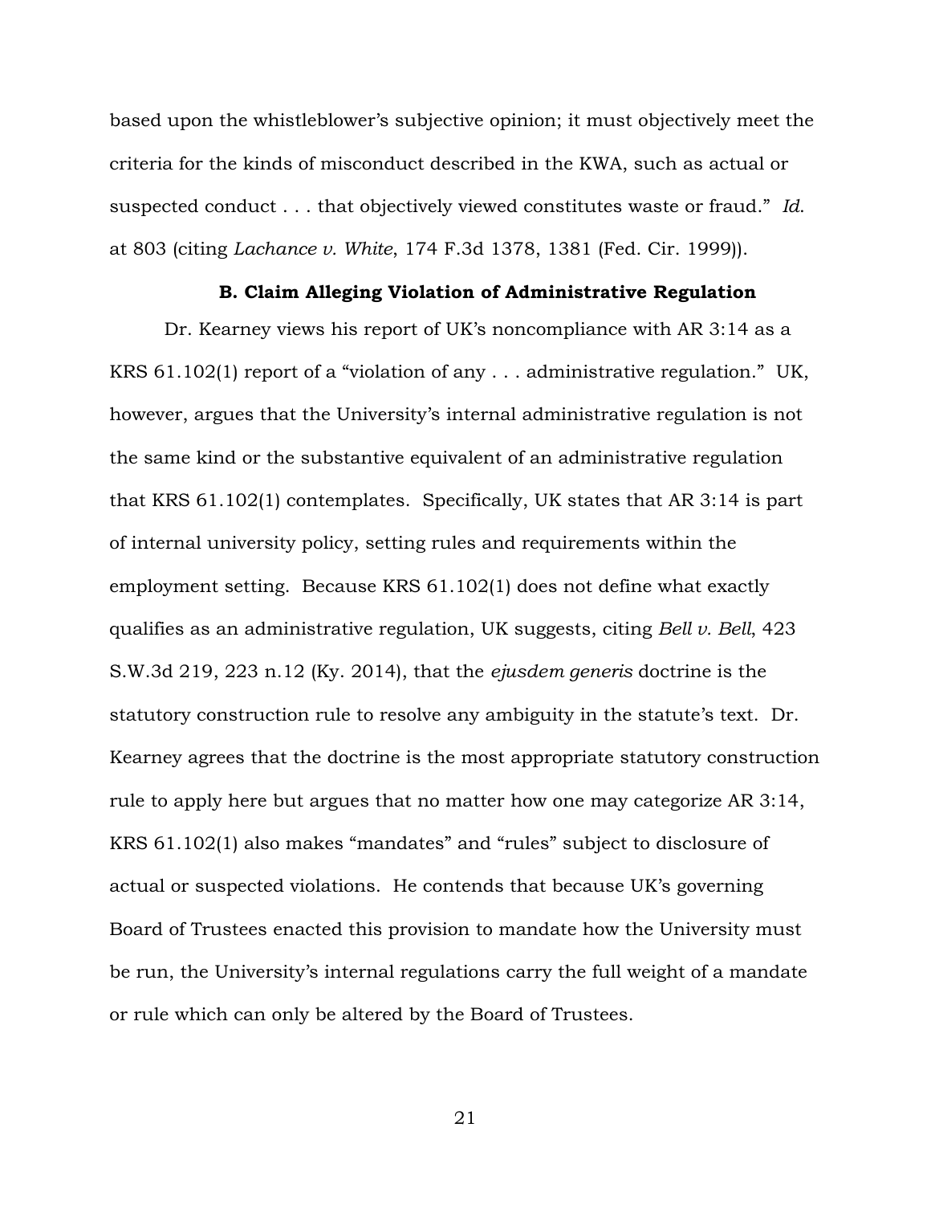based upon the whistleblower's subjective opinion; it must objectively meet the criteria for the kinds of misconduct described in the KWA, such as actual or suspected conduct . . . that objectively viewed constitutes waste or fraud." *Id.* at 803 (citing *Lachance v. White*, 174 F.3d 1378, 1381 (Fed. Cir. 1999)).

### B. Claim Alleging Violation of Administrative Regulation

Dr. Kearney views his report of UK's noncompliance with AR 3:14 as a KRS 61.102(1) report of a "violation of any . . . administrative regulation." UK, however, argues that the University's internal administrative regulation is not the same kind or the substantive equivalent of an administrative regulation that KRS 61.102(1) contemplates. Specifically, UK states that AR 3:14 is part of internal university policy, setting rules and requirements within the employment setting. Because KRS 61.102(1) does not define what exactly qualifies as an administrative regulation, UK suggests, citing *Bell v. Bell*, 423 S.W.3d 219, 223 n.12 (Ky. 2014), that the *ejusdem generis* doctrine is the statutory construction rule to resolve any ambiguity in the statute's text. Dr. Kearney agrees that the doctrine is the most appropriate statutory construction rule to apply here but argues that no matter how one may categorize AR 3:14, KRS 61.102(1) also makes "mandates" and "rules" subject to disclosure of actual or suspected violations. He contends that because UK's governing Board of Trustees enacted this provision to mandate how the University must be run, the University's internal regulations carry the full weight of a mandate or rule which can only be altered by the Board of Trustees.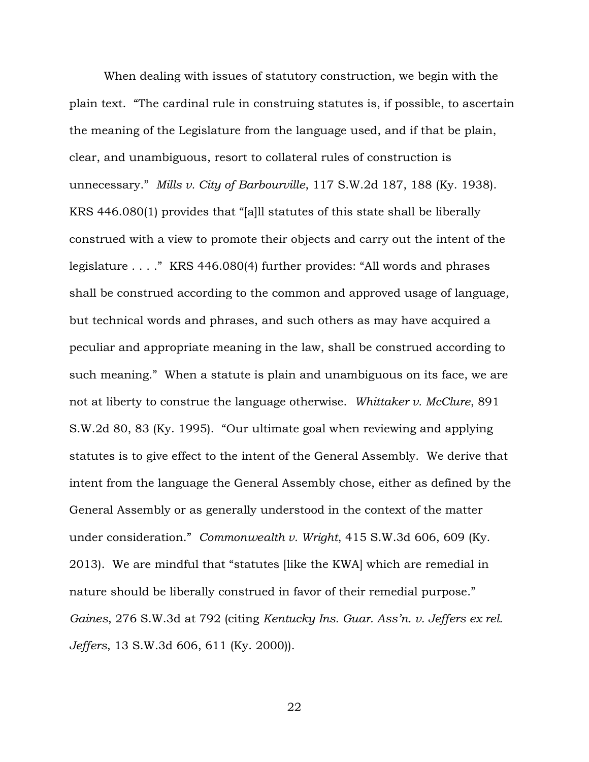When dealing with issues of statutory construction, we begin with the plain text. "The cardinal rule in construing statutes is, if possible, to ascertain the meaning of the Legislature from the language used, and if that be plain, clear, and unambiguous, resort to collateral rules of construction is unnecessary." *Mills v. City of Barbourville*, 117 S.W.2d 187, 188 (Ky. 1938). KRS 446.080(1) provides that "[a]ll statutes of this state shall be liberally construed with a view to promote their objects and carry out the intent of the legislature . . . ." KRS 446.080(4) further provides: "All words and phrases shall be construed according to the common and approved usage of language, but technical words and phrases, and such others as may have acquired a peculiar and appropriate meaning in the law, shall be construed according to such meaning." When a statute is plain and unambiguous on its face, we are not at liberty to construe the language otherwise. *Whittaker v. McClure*, 891 S.W.2d 80, 83 (Ky. 1995). "Our ultimate goal when reviewing and applying statutes is to give effect to the intent of the General Assembly. We derive that intent from the language the General Assembly chose, either as defined by the General Assembly or as generally understood in the context of the matter under consideration." *Commonwealth v. Wright*, 415 S.W.3d 606, 609 (Ky. 2013). We are mindful that "statutes [like the KWA] which are remedial in nature should be liberally construed in favor of their remedial purpose." *Gaines*, 276 S.W.3d at 792 (citing *Kentucky Ins. Guar. Ass'n. v. Jeffers ex rel. Jeffers*, 13 S.W.3d 606, 611 (Ky. 2000)).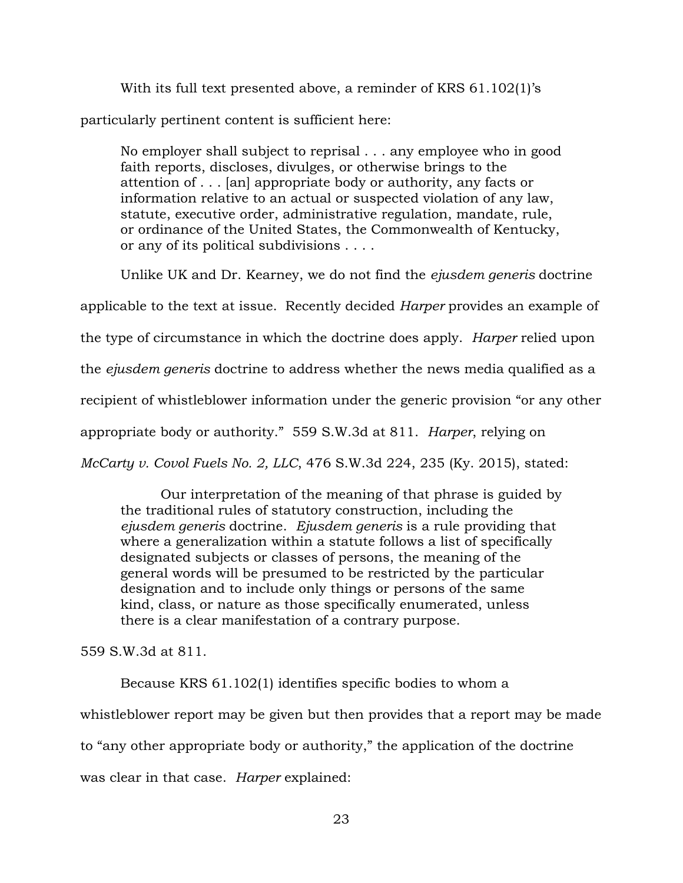With its full text presented above, a reminder of KRS 61.102(1)'s particularly pertinent content is sufficient here:

> No employer shall subject to reprisal . . . any employee who in good faith reports, discloses, divulges, or otherwise brings to the attention of . . . [an] appropriate body or authority, any facts or information relative to an actual or suspected violation of any law, statute, executive order, administrative regulation, mandate, rule, or ordinance of the United States, the Commonwealth of Kentucky, or any of its political subdivisions . . . .

Unlike UK and Dr. Kearney, we do not find the *ejusdem generis* doctrine applicable to the text at issue. Recently decided *Harper* provides an example of the type of circumstance in which the doctrine does apply. *Harper* relied upon the *ejusdem generis* doctrine to address whether the news media qualified as a recipient of whistleblower information under the generic provision "or any other appropriate body or authority." 559 S.W.3d at 811. *Harper*, relying on *McCarty v. Covol Fuels No. 2, LLC*, 476 S.W.3d 224, 235 (Ky. 2015), stated:

> Our interpretation of the meaning of that phrase is guided by the traditional rules of statutory construction, including the *ejusdem generis* doctrine. *Ejusdem generis* is a rule providing that where a generalization within a statute follows a list of specifically designated subjects or classes of persons, the meaning of the general words will be presumed to be restricted by the particular designation and to include only things or persons of the same kind, class, or nature as those specifically enumerated, unless there is a clear manifestation of a contrary purpose.

559 S.W.3d at 811.

Because KRS 61.102(1) identifies specific bodies to whom a whistleblower report may be given but then provides that a report may be made to "any other appropriate body or authority," the application of the doctrine was clear in that case. *Harper* explained: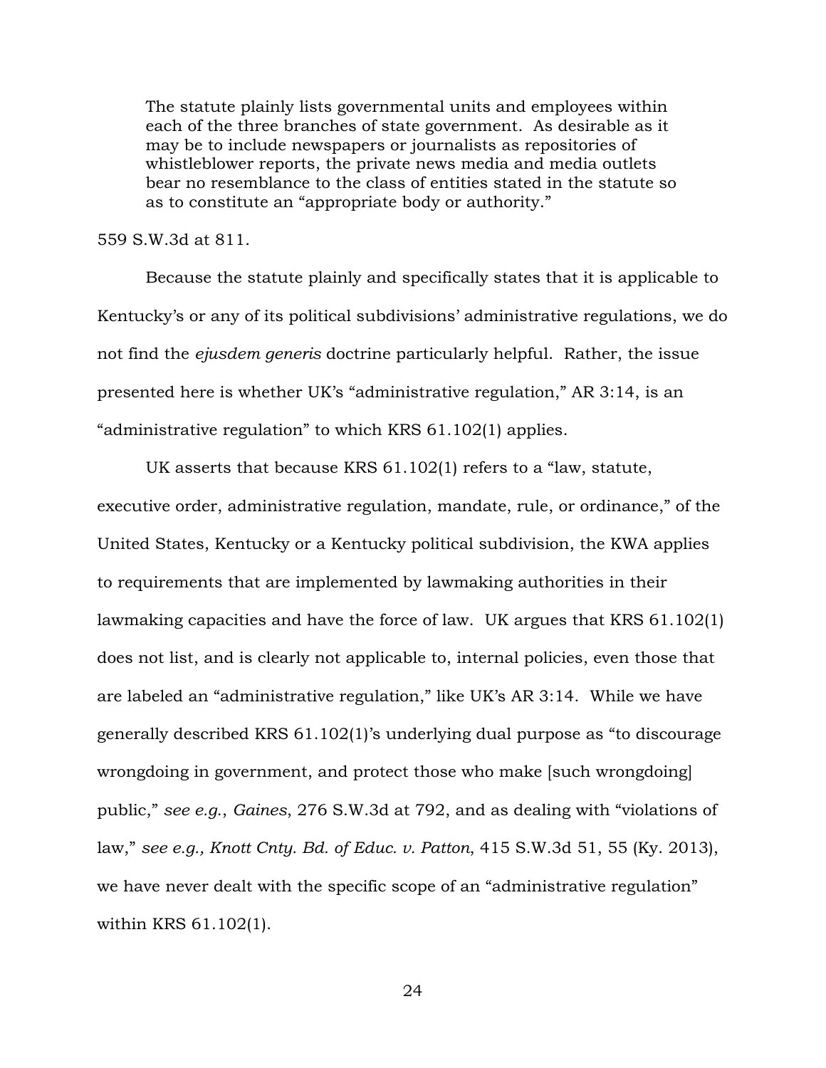> The statute plainly lists governmental units and employees within each of the three branches of state government. As desirable as it may be to include newspapers or journalists as repositories of whistleblower reports, the private news media and media outlets bear no resemblance to the class of entities stated in the statute so as to constitute an "appropriate body or authority."

559 S.W.3d at 811.

Because the statute plainly and specifically states that it is applicable to Kentucky's or any of its political subdivisions' administrative regulations, we do not find the *ejusdem generis* doctrine particularly helpful. Rather, the issue presented here is whether UK's "administrative regulation," AR 3:14, is an "administrative regulation" to which KRS 61.102(1) applies.

UK asserts that because KRS 61.102(1) refers to a "law, statute, executive order, administrative regulation, mandate, rule, or ordinance," of the United States, Kentucky or a Kentucky political subdivision, the KWA applies to requirements that are implemented by lawmaking authorities in their lawmaking capacities and have the force of law. UK argues that KRS 61.102(1) does not list, and is clearly not applicable to, internal policies, even those that are labeled an "administrative regulation," like UK's AR 3:14. While we have generally described KRS 61.102(1)'s underlying dual purpose as "to discourage wrongdoing in government, and protect those who make [such wrongdoing] public," *see e.g.*, *Gaines*, 276 S.W.3d at 792, and as dealing with "violations of law," *see e.g., Knott Cnty. Bd. of Educ. v. Patton*, 415 S.W.3d 51, 55 (Ky. 2013), we have never dealt with the specific scope of an "administrative regulation" within KRS 61.102(1).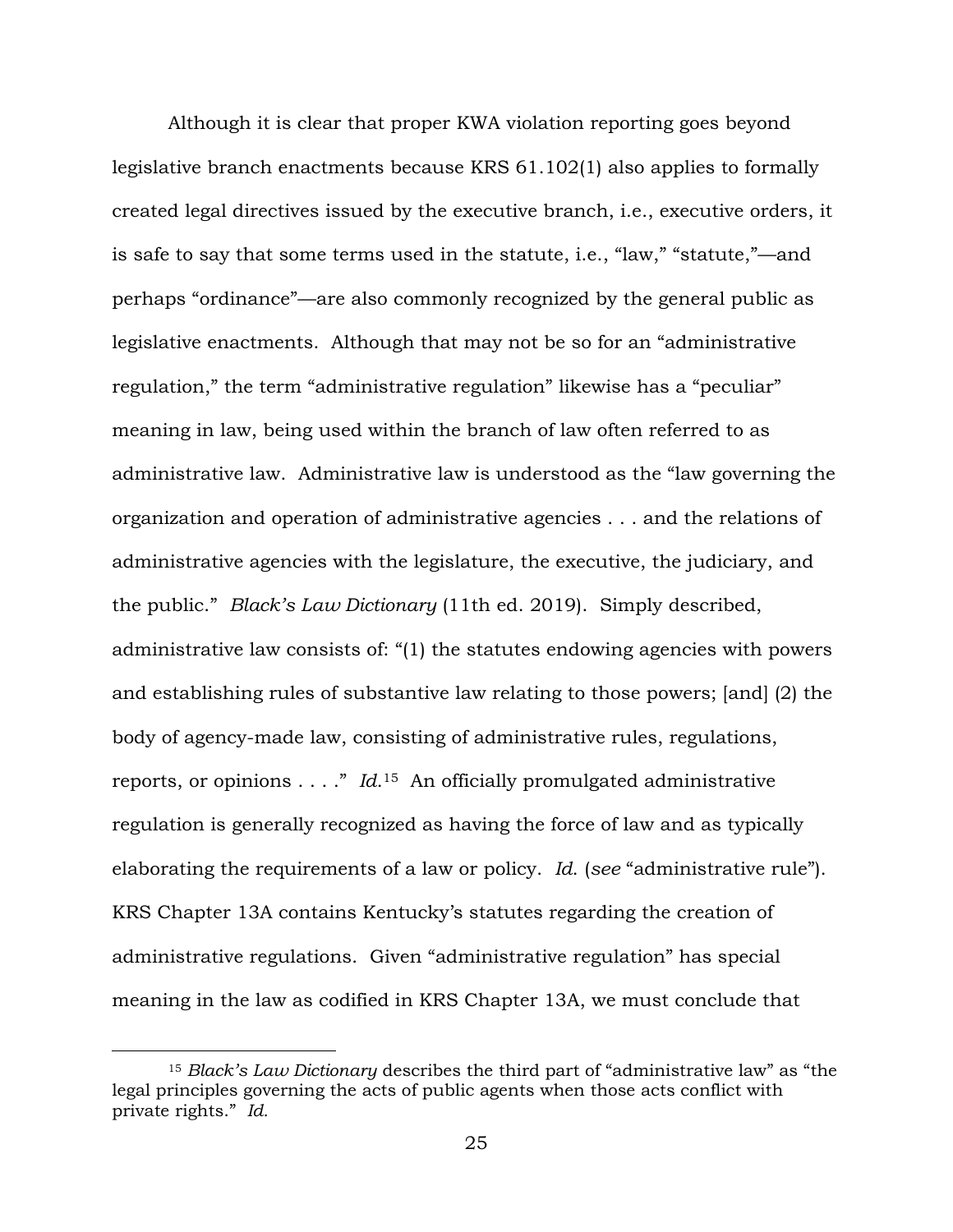Although it is clear that proper KWA violation reporting goes beyond legislative branch enactments because KRS 61.102(1) also applies to formally created legal directives issued by the executive branch, i.e., executive orders, it is safe to say that some terms used in the statute, i.e., "law," "statute,"—and perhaps "ordinance"—are also commonly recognized by the general public as legislative enactments. Although that may not be so for an "administrative regulation," the term "administrative regulation" likewise has a "peculiar" meaning in law, being used within the branch of law often referred to as administrative law. Administrative law is understood as the "law governing the organization and operation of administrative agencies . . . and the relations of administrative agencies with the legislature, the executive, the judiciary, and the public." *Black's Law Dictionary* (11th ed. 2019). Simply described, administrative law consists of: "(1) the statutes endowing agencies with powers and establishing rules of substantive law relating to those powers; [and] (2) the body of agency-made law, consisting of administrative rules, regulations, reports, or opinions . . . ." *Id.*[15] An officially promulgated administrative regulation is generally recognized as having the force of law and as typically elaborating the requirements of a law or policy. *Id.* (*see* "administrative rule"). KRS Chapter 13A contains Kentucky's statutes regarding the creation of administrative regulations. Given "administrative regulation" has special meaning in the law as codified in KRS Chapter 13A, we must conclude that

[15] *Black's Law Dictionary* describes the third part of "administrative law" as "the legal principles governing the acts of public agents when those acts conflict with private rights." *Id.*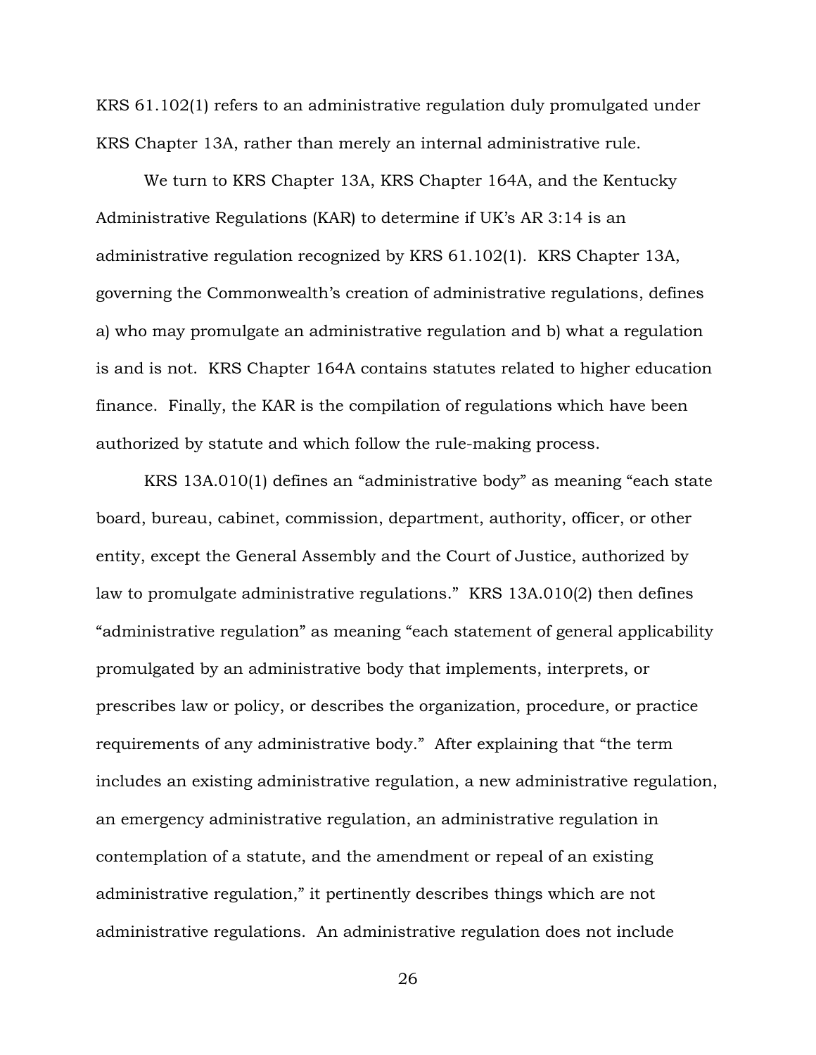KRS 61.102(1) refers to an administrative regulation duly promulgated under KRS Chapter 13A, rather than merely an internal administrative rule.

We turn to KRS Chapter 13A, KRS Chapter 164A, and the Kentucky Administrative Regulations (KAR) to determine if UK's AR 3:14 is an administrative regulation recognized by KRS 61.102(1). KRS Chapter 13A, governing the Commonwealth's creation of administrative regulations, defines a) who may promulgate an administrative regulation and b) what a regulation is and is not. KRS Chapter 164A contains statutes related to higher education finance. Finally, the KAR is the compilation of regulations which have been authorized by statute and which follow the rule-making process.

KRS 13A.010(1) defines an "administrative body" as meaning "each state board, bureau, cabinet, commission, department, authority, officer, or other entity, except the General Assembly and the Court of Justice, authorized by law to promulgate administrative regulations." KRS 13A.010(2) then defines "administrative regulation" as meaning "each statement of general applicability promulgated by an administrative body that implements, interprets, or prescribes law or policy, or describes the organization, procedure, or practice requirements of any administrative body." After explaining that "the term includes an existing administrative regulation, a new administrative regulation, an emergency administrative regulation, an administrative regulation in contemplation of a statute, and the amendment or repeal of an existing administrative regulation," it pertinently describes things which are not administrative regulations. An administrative regulation does not include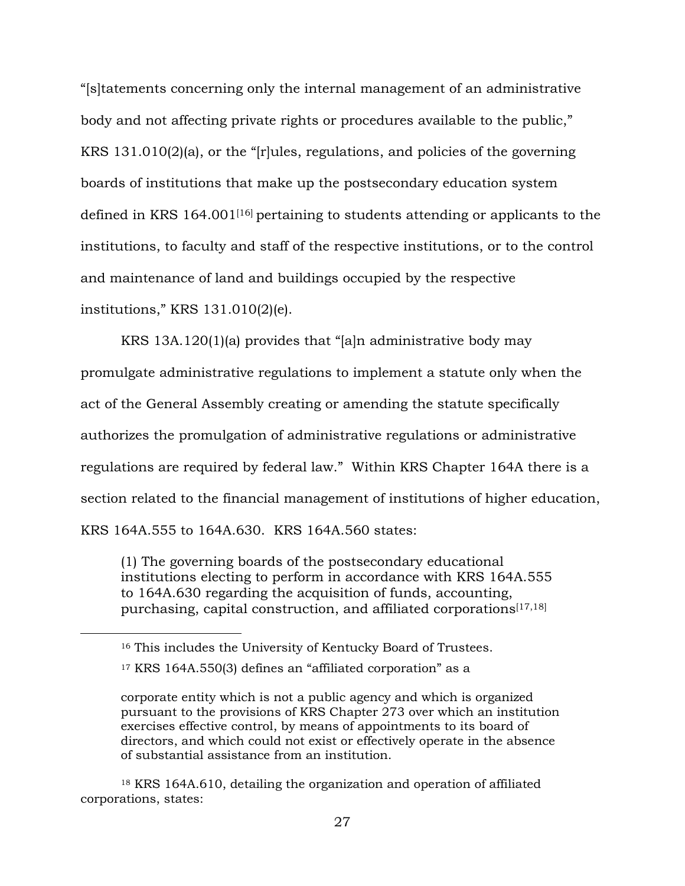"[s]tatements concerning only the internal management of an administrative body and not affecting private rights or procedures available to the public," KRS 131.010(2)(a), or the "[r]ules, regulations, and policies of the governing boards of institutions that make up the postsecondary education system defined in KRS 164.001[16] pertaining to students attending or applicants to the institutions, to faculty and staff of the respective institutions, or to the control and maintenance of land and buildings occupied by the respective institutions," KRS 131.010(2)(e).

KRS 13A.120(1)(a) provides that "[a]n administrative body may promulgate administrative regulations to implement a statute only when the act of the General Assembly creating or amending the statute specifically authorizes the promulgation of administrative regulations or administrative regulations are required by federal law." Within KRS Chapter 164A there is a section related to the financial management of institutions of higher education, KRS 164A.555 to 164A.630. KRS 164A.560 states:

> (1) The governing boards of the postsecondary educational institutions electing to perform in accordance with KRS 164A.555 to 164A.630 regarding the acquisition of funds, accounting, purchasing, capital construction, and affiliated corporations[17,18]

---

[16] This includes the University of Kentucky Board of Trustees.

[17] KRS 164A.550(3) defines an "affiliated corporation" as a

> corporate entity which is not a public agency and which is organized pursuant to the provisions of KRS Chapter 273 over which an institution exercises effective control, by means of appointments to its board of directors, and which could not exist or effectively operate in the absence of substantial assistance from an institution.

[18] KRS 164A.610, detailing the organization and operation of affiliated corporations, states: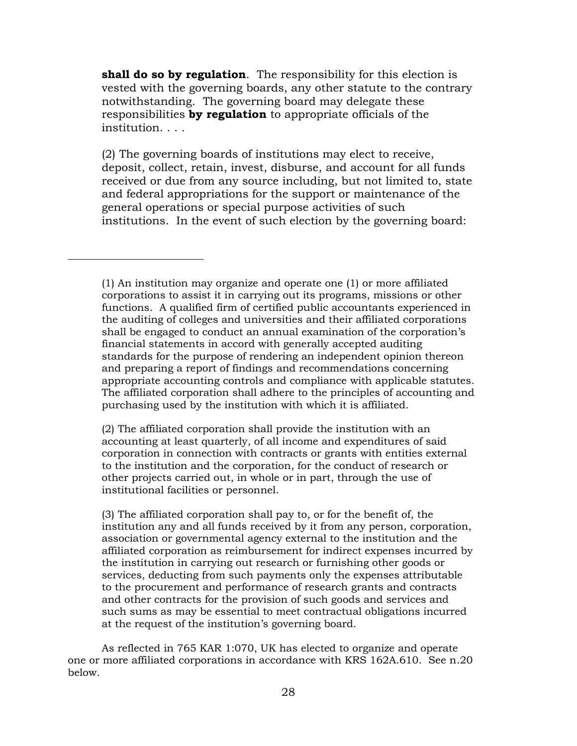**shall do so by regulation**. The responsibility for this election is vested with the governing boards, any other statute to the contrary notwithstanding. The governing board may delegate these responsibilities **by regulation** to appropriate officials of the institution. . . .

(2) The governing boards of institutions may elect to receive, deposit, collect, retain, invest, disburse, and account for all funds received or due from any source including, but not limited to, state and federal appropriations for the support or maintenance of the general operations or special purpose activities of such institutions. In the event of such election by the governing board:

---

(1) An institution may organize and operate one (1) or more affiliated corporations to assist it in carrying out its programs, missions or other functions. A qualified firm of certified public accountants experienced in the auditing of colleges and universities and their affiliated corporations shall be engaged to conduct an annual examination of the corporation's financial statements in accord with generally accepted auditing standards for the purpose of rendering an independent opinion thereon and preparing a report of findings and recommendations concerning appropriate accounting controls and compliance with applicable statutes. The affiliated corporation shall adhere to the principles of accounting and purchasing used by the institution with which it is affiliated.

(2) The affiliated corporation shall provide the institution with an accounting at least quarterly, of all income and expenditures of said corporation in connection with contracts or grants with entities external to the institution and the corporation, for the conduct of research or other projects carried out, in whole or in part, through the use of institutional facilities or personnel.

(3) The affiliated corporation shall pay to, or for the benefit of, the institution any and all funds received by it from any person, corporation, association or governmental agency external to the institution and the affiliated corporation as reimbursement for indirect expenses incurred by the institution in carrying out research or furnishing other goods or services, deducting from such payments only the expenses attributable to the procurement and performance of research grants and contracts and other contracts for the provision of such goods and services and such sums as may be essential to meet contractual obligations incurred at the request of the institution's governing board.

As reflected in 765 KAR 1:070, UK has elected to organize and operate one or more affiliated corporations in accordance with KRS 162A.610. See n.20 below.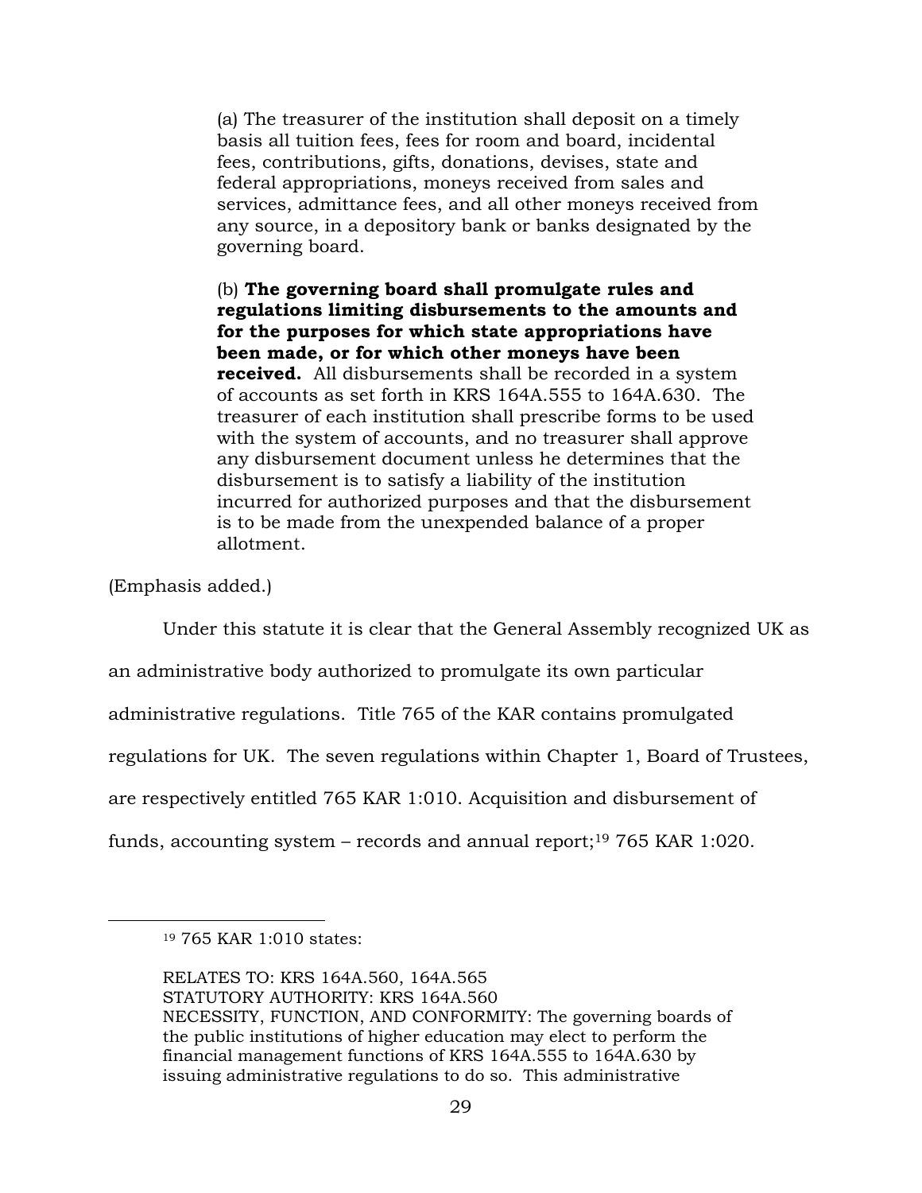> (a) The treasurer of the institution shall deposit on a timely basis all tuition fees, fees for room and board, incidental fees, contributions, gifts, donations, devises, state and federal appropriations, moneys received from sales and services, admittance fees, and all other moneys received from any source, in a depository bank or banks designated by the governing board.
>
> (b) **The governing board shall promulgate rules and regulations limiting disbursements to the amounts and for the purposes for which state appropriations have been made, or for which other moneys have been received.** All disbursements shall be recorded in a system of accounts as set forth in KRS 164A.555 to 164A.630. The treasurer of each institution shall prescribe forms to be used with the system of accounts, and no treasurer shall approve any disbursement document unless he determines that the disbursement is to satisfy a liability of the institution incurred for authorized purposes and that the disbursement is to be made from the unexpended balance of a proper allotment.

(Emphasis added.)

Under this statute it is clear that the General Assembly recognized UK as an administrative body authorized to promulgate its own particular administrative regulations. Title 765 of the KAR contains promulgated regulations for UK. The seven regulations within Chapter 1, Board of Trustees, are respectively entitled 765 KAR 1:010. Acquisition and disbursement of funds, accounting system – records and annual report;[19] 765 KAR 1:020.

---

[19] 765 KAR 1:010 states:

RELATES TO: KRS 164A.560, 164A.565
STATUTORY AUTHORITY: KRS 164A.560
NECESSITY, FUNCTION, AND CONFORMITY: The governing boards of the public institutions of higher education may elect to perform the financial management functions of KRS 164A.555 to 164A.630 by issuing administrative regulations to do so. This administrative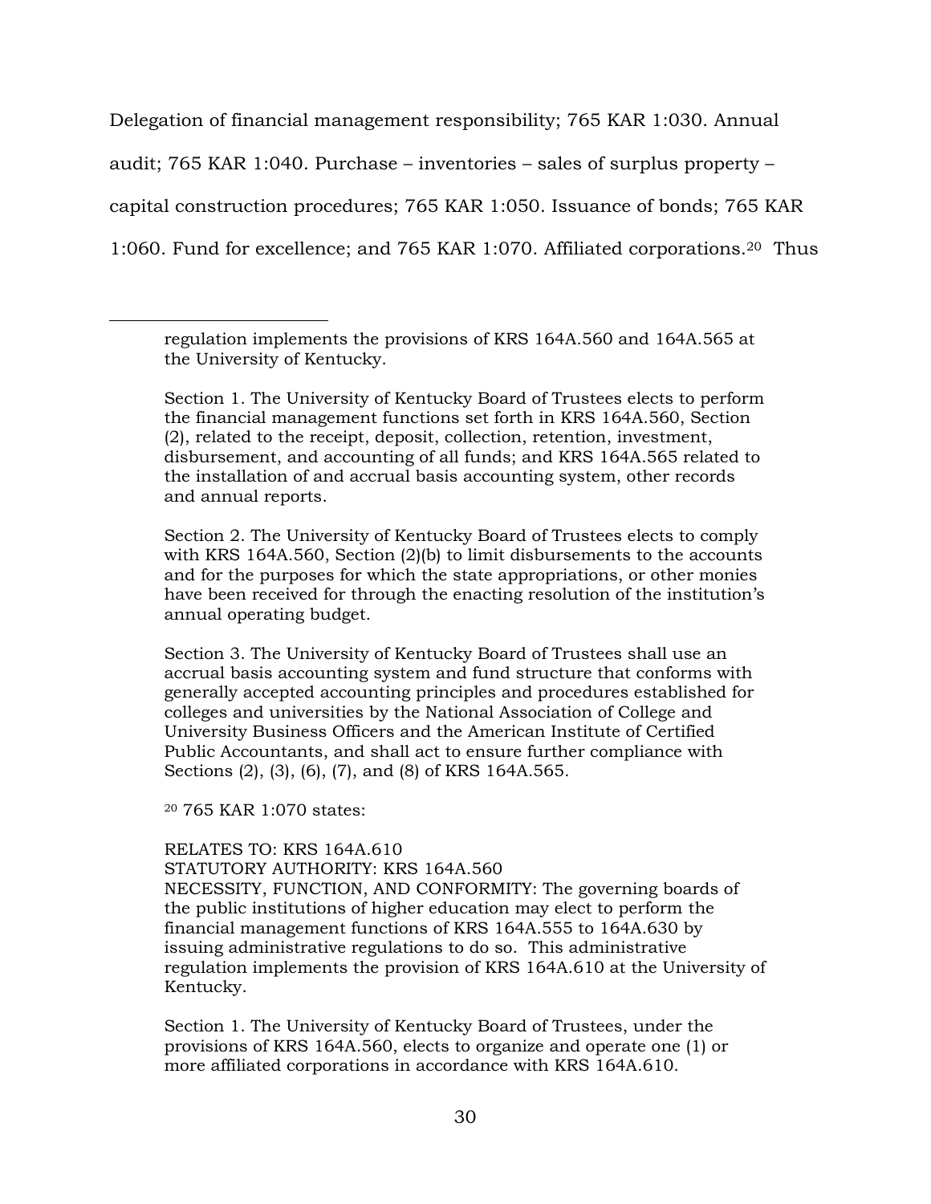Delegation of financial management responsibility; 765 KAR 1:030. Annual audit; 765 KAR 1:040. Purchase – inventories – sales of surplus property – capital construction procedures; 765 KAR 1:050. Issuance of bonds; 765 KAR 1:060. Fund for excellence; and 765 KAR 1:070. Affiliated corporations.[20] Thus

---

regulation implements the provisions of KRS 164A.560 and 164A.565 at the University of Kentucky.

Section 1. The University of Kentucky Board of Trustees elects to perform the financial management functions set forth in KRS 164A.560, Section (2), related to the receipt, deposit, collection, retention, investment, disbursement, and accounting of all funds; and KRS 164A.565 related to the installation of and accrual basis accounting system, other records and annual reports.

Section 2. The University of Kentucky Board of Trustees elects to comply with KRS 164A.560, Section (2)(b) to limit disbursements to the accounts and for the purposes for which the state appropriations, or other monies have been received for through the enacting resolution of the institution's annual operating budget.

Section 3. The University of Kentucky Board of Trustees shall use an accrual basis accounting system and fund structure that conforms with generally accepted accounting principles and procedures established for colleges and universities by the National Association of College and University Business Officers and the American Institute of Certified Public Accountants, and shall act to ensure further compliance with Sections (2), (3), (6), (7), and (8) of KRS 164A.565.

[20] 765 KAR 1:070 states:

RELATES TO: KRS 164A.610
STATUTORY AUTHORITY: KRS 164A.560
NECESSITY, FUNCTION, AND CONFORMITY: The governing boards of the public institutions of higher education may elect to perform the financial management functions of KRS 164A.555 to 164A.630 by issuing administrative regulations to do so. This administrative regulation implements the provision of KRS 164A.610 at the University of Kentucky.

Section 1. The University of Kentucky Board of Trustees, under the provisions of KRS 164A.560, elects to organize and operate one (1) or more affiliated corporations in accordance with KRS 164A.610.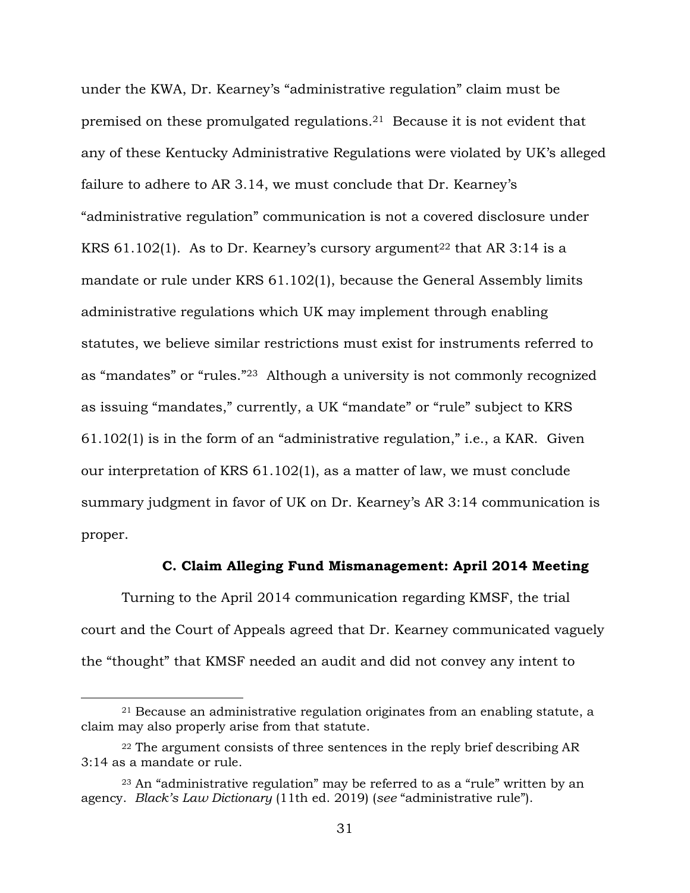under the KWA, Dr. Kearney's "administrative regulation" claim must be premised on these promulgated regulations.[21] Because it is not evident that any of these Kentucky Administrative Regulations were violated by UK's alleged failure to adhere to AR 3.14, we must conclude that Dr. Kearney's "administrative regulation" communication is not a covered disclosure under KRS 61.102(1). As to Dr. Kearney's cursory argument[22] that AR 3:14 is a mandate or rule under KRS 61.102(1), because the General Assembly limits administrative regulations which UK may implement through enabling statutes, we believe similar restrictions must exist for instruments referred to as "mandates" or "rules."[23] Although a university is not commonly recognized as issuing "mandates," currently, a UK "mandate" or "rule" subject to KRS 61.102(1) is in the form of an "administrative regulation," i.e., a KAR. Given our interpretation of KRS 61.102(1), as a matter of law, we must conclude summary judgment in favor of UK on Dr. Kearney's AR 3:14 communication is proper.

**C. Claim Alleging Fund Mismanagement: April 2014 Meeting**

Turning to the April 2014 communication regarding KMSF, the trial court and the Court of Appeals agreed that Dr. Kearney communicated vaguely the "thought" that KMSF needed an audit and did not convey any intent to

---

[21] Because an administrative regulation originates from an enabling statute, a claim may also properly arise from that statute.

[22] The argument consists of three sentences in the reply brief describing AR 3:14 as a mandate or rule.

[23] An "administrative regulation" may be referred to as a "rule" written by an agency. *Black's Law Dictionary* (11th ed. 2019) (*see* "administrative rule").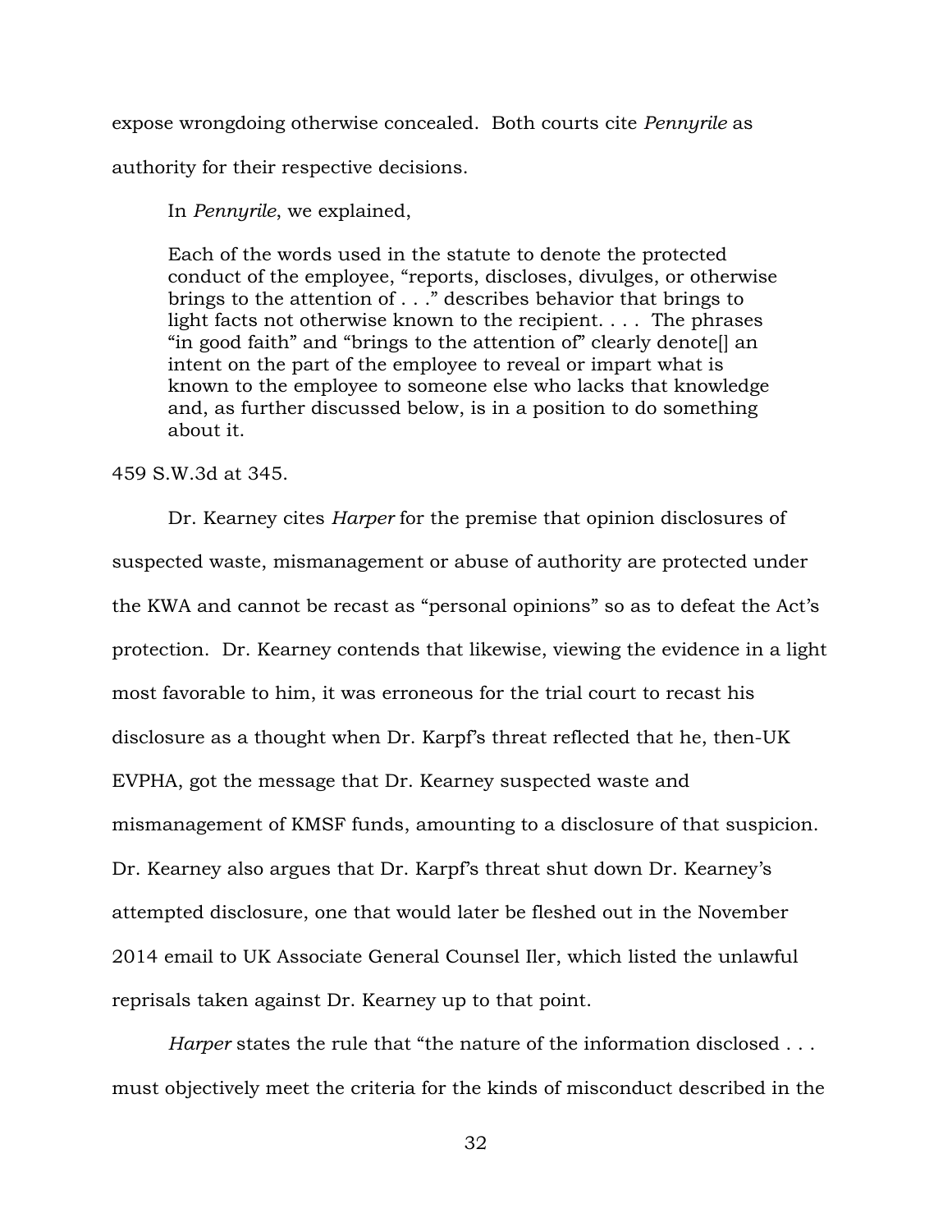expose wrongdoing otherwise concealed. Both courts cite *Pennyrile* as authority for their respective decisions.

In *Pennyrile*, we explained,

> Each of the words used in the statute to denote the protected conduct of the employee, "reports, discloses, divulges, or otherwise brings to the attention of . . ." describes behavior that brings to light facts not otherwise known to the recipient. . . . The phrases "in good faith" and "brings to the attention of" clearly denote[] an intent on the part of the employee to reveal or impart what is known to the employee to someone else who lacks that knowledge and, as further discussed below, is in a position to do something about it.

459 S.W.3d at 345.

Dr. Kearney cites *Harper* for the premise that opinion disclosures of suspected waste, mismanagement or abuse of authority are protected under the KWA and cannot be recast as "personal opinions" so as to defeat the Act's protection. Dr. Kearney contends that likewise, viewing the evidence in a light most favorable to him, it was erroneous for the trial court to recast his disclosure as a thought when Dr. Karpf's threat reflected that he, then-UK EVPHA, got the message that Dr. Kearney suspected waste and mismanagement of KMSF funds, amounting to a disclosure of that suspicion. Dr. Kearney also argues that Dr. Karpf's threat shut down Dr. Kearney's attempted disclosure, one that would later be fleshed out in the November 2014 email to UK Associate General Counsel Iler, which listed the unlawful reprisals taken against Dr. Kearney up to that point.

*Harper* states the rule that "the nature of the information disclosed . . . must objectively meet the criteria for the kinds of misconduct described in the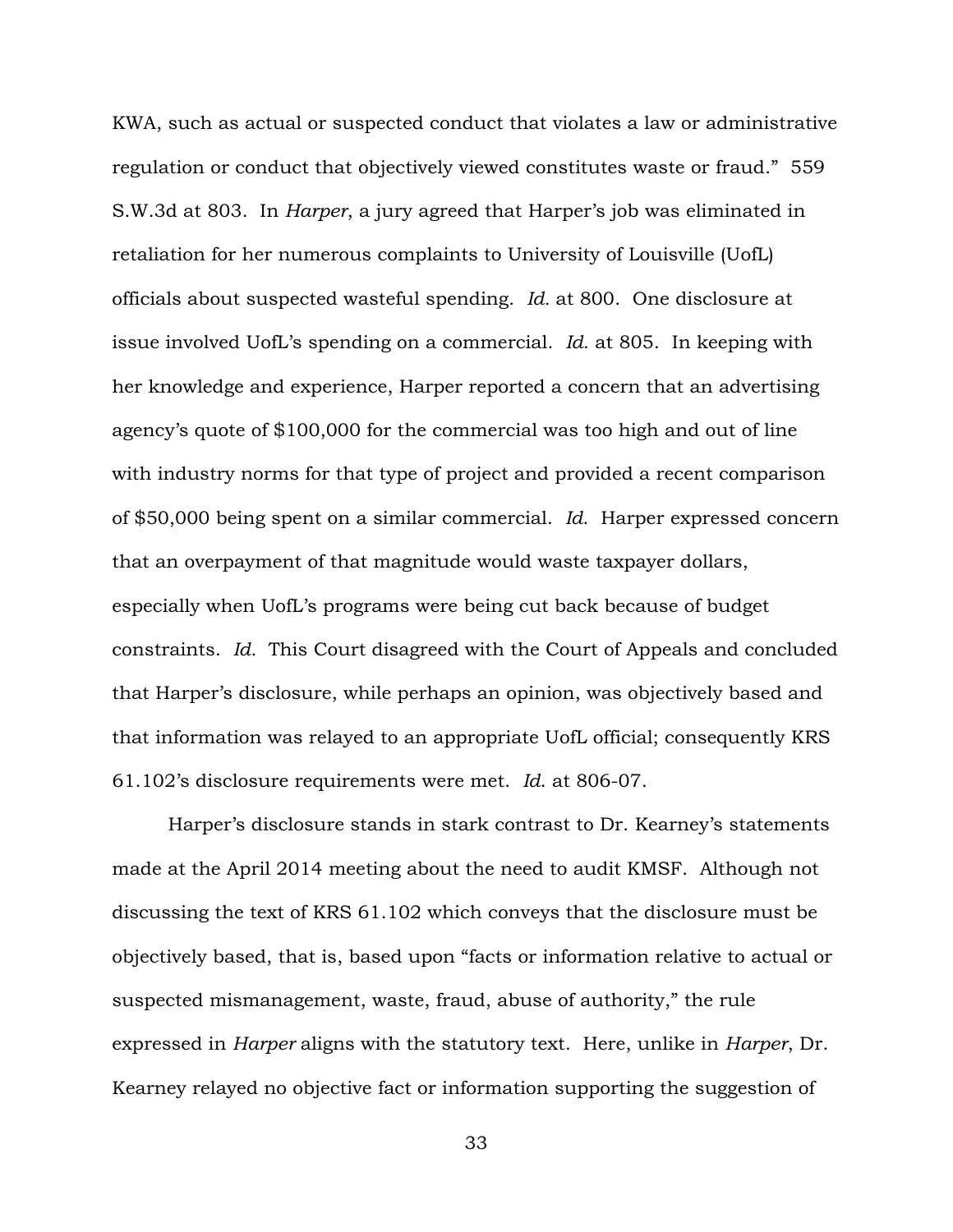KWA, such as actual or suspected conduct that violates a law or administrative regulation or conduct that objectively viewed constitutes waste or fraud." 559 S.W.3d at 803. In *Harper*, a jury agreed that Harper's job was eliminated in retaliation for her numerous complaints to University of Louisville (UofL) officials about suspected wasteful spending. *Id.* at 800. One disclosure at issue involved UofL's spending on a commercial. *Id.* at 805. In keeping with her knowledge and experience, Harper reported a concern that an advertising agency's quote of $100,000 for the commercial was too high and out of line with industry norms for that type of project and provided a recent comparison of $50,000 being spent on a similar commercial. *Id.* Harper expressed concern that an overpayment of that magnitude would waste taxpayer dollars, especially when UofL's programs were being cut back because of budget constraints. *Id.* This Court disagreed with the Court of Appeals and concluded that Harper's disclosure, while perhaps an opinion, was objectively based and that information was relayed to an appropriate UofL official; consequently KRS 61.102's disclosure requirements were met. *Id.* at 806-07.

Harper's disclosure stands in stark contrast to Dr. Kearney's statements made at the April 2014 meeting about the need to audit KMSF. Although not discussing the text of KRS 61.102 which conveys that the disclosure must be objectively based, that is, based upon "facts or information relative to actual or suspected mismanagement, waste, fraud, abuse of authority," the rule expressed in *Harper* aligns with the statutory text. Here, unlike in *Harper*, Dr. Kearney relayed no objective fact or information supporting the suggestion of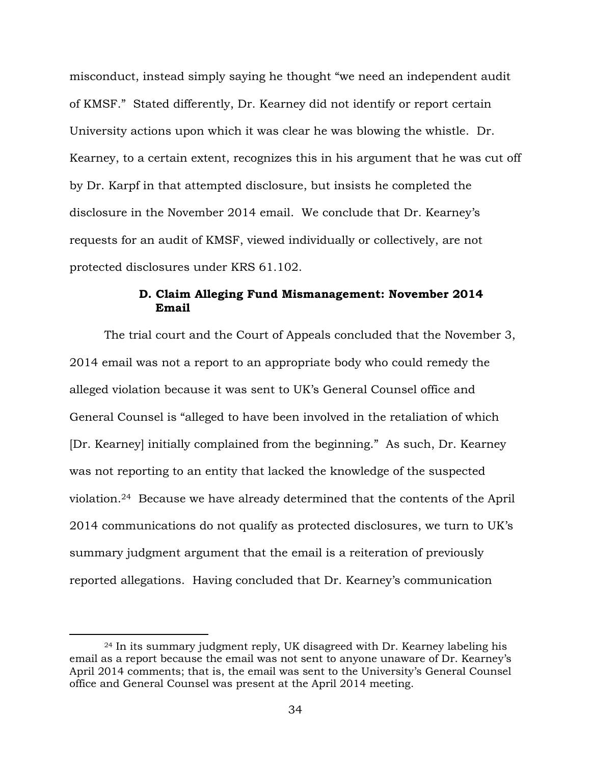misconduct, instead simply saying he thought "we need an independent audit of KMSF." Stated differently, Dr. Kearney did not identify or report certain University actions upon which it was clear he was blowing the whistle. Dr. Kearney, to a certain extent, recognizes this in his argument that he was cut off by Dr. Karpf in that attempted disclosure, but insists he completed the disclosure in the November 2014 email. We conclude that Dr. Kearney's requests for an audit of KMSF, viewed individually or collectively, are not protected disclosures under KRS 61.102.

### D. Claim Alleging Fund Mismanagement: November 2014 Email

The trial court and the Court of Appeals concluded that the November 3, 2014 email was not a report to an appropriate body who could remedy the alleged violation because it was sent to UK's General Counsel office and General Counsel is "alleged to have been involved in the retaliation of which [Dr. Kearney] initially complained from the beginning." As such, Dr. Kearney was not reporting to an entity that lacked the knowledge of the suspected violation.[24] Because we have already determined that the contents of the April 2014 communications do not qualify as protected disclosures, we turn to UK's summary judgment argument that the email is a reiteration of previously reported allegations. Having concluded that Dr. Kearney's communication

[24] In its summary judgment reply, UK disagreed with Dr. Kearney labeling his email as a report because the email was not sent to anyone unaware of Dr. Kearney's April 2014 comments; that is, the email was sent to the University's General Counsel office and General Counsel was present at the April 2014 meeting.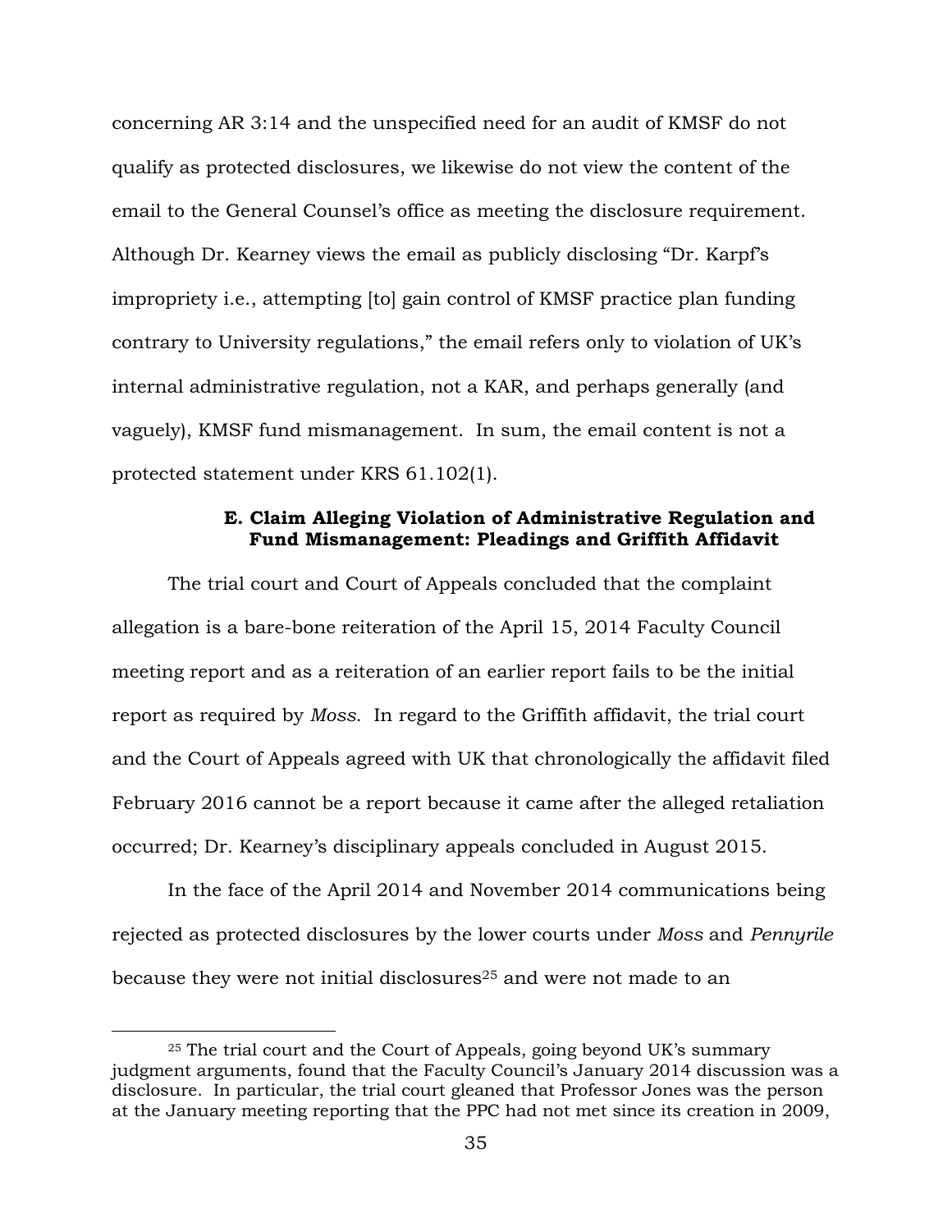concerning AR 3:14 and the unspecified need for an audit of KMSF do not qualify as protected disclosures, we likewise do not view the content of the email to the General Counsel's office as meeting the disclosure requirement. Although Dr. Kearney views the email as publicly disclosing "Dr. Karpf's impropriety i.e., attempting [to] gain control of KMSF practice plan funding contrary to University regulations," the email refers only to violation of UK's internal administrative regulation, not a KAR, and perhaps generally (and vaguely), KMSF fund mismanagement. In sum, the email content is not a protected statement under KRS 61.102(1).

### E. Claim Alleging Violation of Administrative Regulation and Fund Mismanagement: Pleadings and Griffith Affidavit

The trial court and Court of Appeals concluded that the complaint allegation is a bare-bone reiteration of the April 15, 2014 Faculty Council meeting report and as a reiteration of an earlier report fails to be the initial report as required by *Moss*. In regard to the Griffith affidavit, the trial court and the Court of Appeals agreed with UK that chronologically the affidavit filed February 2016 cannot be a report because it came after the alleged retaliation occurred; Dr. Kearney's disciplinary appeals concluded in August 2015.

In the face of the April 2014 and November 2014 communications being rejected as protected disclosures by the lower courts under *Moss* and *Pennyrile* because they were not initial disclosures[25] and were not made to an

[25] The trial court and the Court of Appeals, going beyond UK's summary judgment arguments, found that the Faculty Council's January 2014 discussion was a disclosure. In particular, the trial court gleaned that Professor Jones was the person at the January meeting reporting that the PPC had not met since its creation in 2009,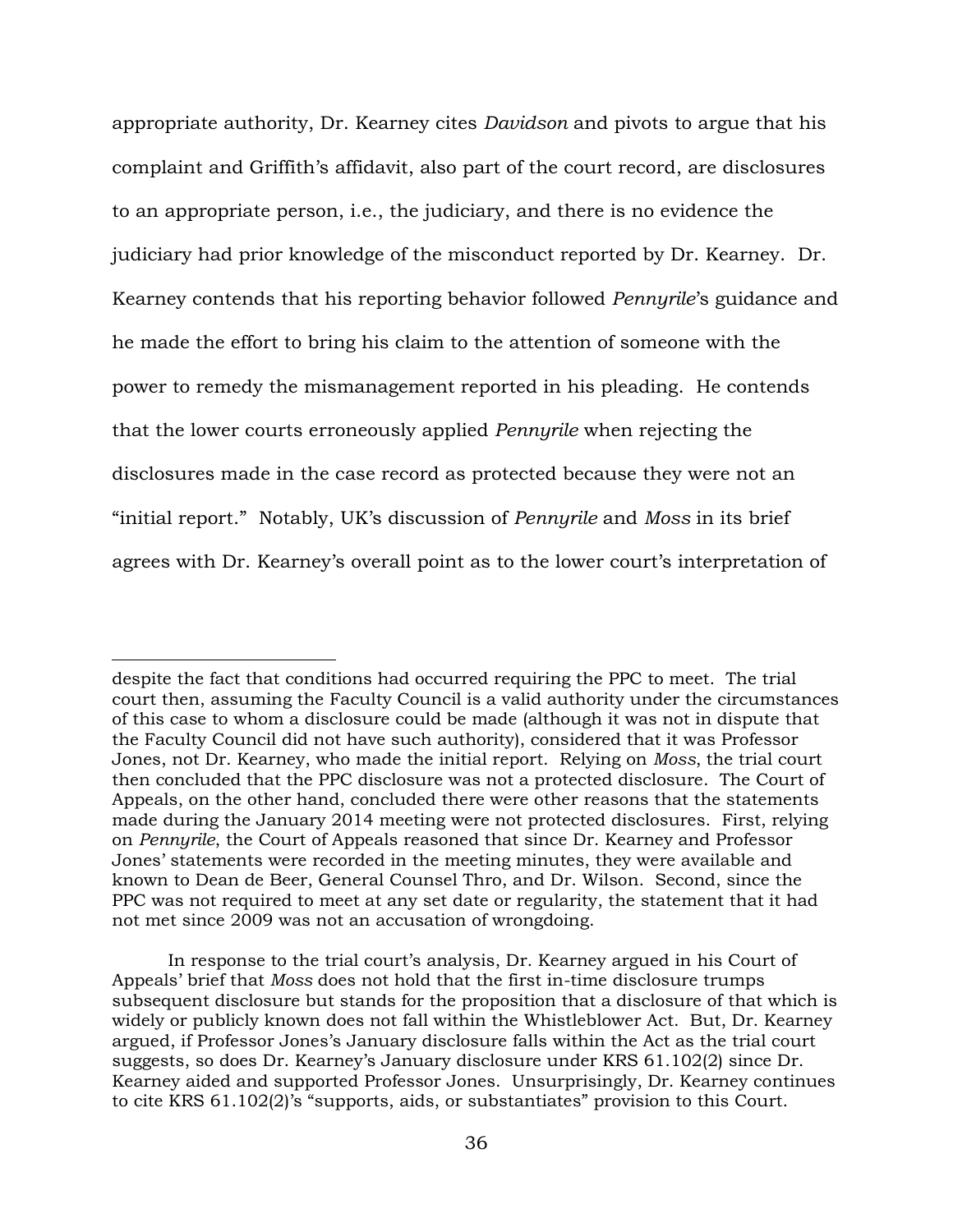appropriate authority, Dr. Kearney cites *Davidson* and pivots to argue that his complaint and Griffith's affidavit, also part of the court record, are disclosures to an appropriate person, i.e., the judiciary, and there is no evidence the judiciary had prior knowledge of the misconduct reported by Dr. Kearney. Dr. Kearney contends that his reporting behavior followed *Pennyrile*'s guidance and he made the effort to bring his claim to the attention of someone with the power to remedy the mismanagement reported in his pleading. He contends that the lower courts erroneously applied *Pennyrile* when rejecting the disclosures made in the case record as protected because they were not an "initial report." Notably, UK's discussion of *Pennyrile* and *Moss* in its brief agrees with Dr. Kearney's overall point as to the lower court's interpretation of

---

despite the fact that conditions had occurred requiring the PPC to meet. The trial court then, assuming the Faculty Council is a valid authority under the circumstances of this case to whom a disclosure could be made (although it was not in dispute that the Faculty Council did not have such authority), considered that it was Professor Jones, not Dr. Kearney, who made the initial report. Relying on *Moss*, the trial court then concluded that the PPC disclosure was not a protected disclosure. The Court of Appeals, on the other hand, concluded there were other reasons that the statements made during the January 2014 meeting were not protected disclosures. First, relying on *Pennyrile*, the Court of Appeals reasoned that since Dr. Kearney and Professor Jones' statements were recorded in the meeting minutes, they were available and known to Dean de Beer, General Counsel Thro, and Dr. Wilson. Second, since the PPC was not required to meet at any set date or regularity, the statement that it had not met since 2009 was not an accusation of wrongdoing.

In response to the trial court's analysis, Dr. Kearney argued in his Court of Appeals' brief that *Moss* does not hold that the first in-time disclosure trumps subsequent disclosure but stands for the proposition that a disclosure of that which is widely or publicly known does not fall within the Whistleblower Act. But, Dr. Kearney argued, if Professor Jones's January disclosure falls within the Act as the trial court suggests, so does Dr. Kearney's January disclosure under KRS 61.102(2) since Dr. Kearney aided and supported Professor Jones. Unsurprisingly, Dr. Kearney continues to cite KRS 61.102(2)'s "supports, aids, or substantiates" provision to this Court.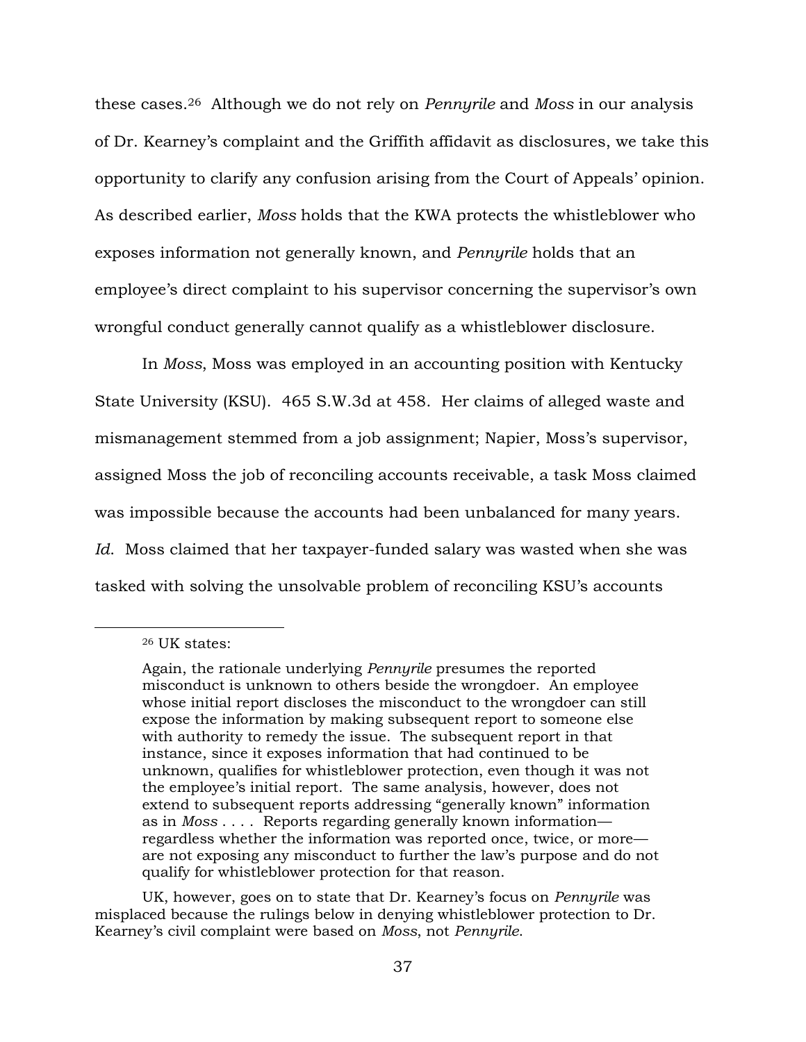these cases.[26] Although we do not rely on *Pennyrile* and *Moss* in our analysis of Dr. Kearney's complaint and the Griffith affidavit as disclosures, we take this opportunity to clarify any confusion arising from the Court of Appeals' opinion. As described earlier, *Moss* holds that the KWA protects the whistleblower who exposes information not generally known, and *Pennyrile* holds that an employee's direct complaint to his supervisor concerning the supervisor's own wrongful conduct generally cannot qualify as a whistleblower disclosure.

In *Moss*, Moss was employed in an accounting position with Kentucky State University (KSU). 465 S.W.3d at 458. Her claims of alleged waste and mismanagement stemmed from a job assignment; Napier, Moss's supervisor, assigned Moss the job of reconciling accounts receivable, a task Moss claimed was impossible because the accounts had been unbalanced for many years. *Id.* Moss claimed that her taxpayer-funded salary was wasted when she was tasked with solving the unsolvable problem of reconciling KSU's accounts

---

[26] UK states:

> Again, the rationale underlying *Pennyrile* presumes the reported misconduct is unknown to others beside the wrongdoer. An employee whose initial report discloses the misconduct to the wrongdoer can still expose the information by making subsequent report to someone else with authority to remedy the issue. The subsequent report in that instance, since it exposes information that had continued to be unknown, qualifies for whistleblower protection, even though it was not the employee's initial report. The same analysis, however, does not extend to subsequent reports addressing "generally known" information as in *Moss* . . . . Reports regarding generally known information—regardless whether the information was reported once, twice, or more—are not exposing any misconduct to further the law's purpose and do not qualify for whistleblower protection for that reason.

UK, however, goes on to state that Dr. Kearney's focus on *Pennyrile* was misplaced because the rulings below in denying whistleblower protection to Dr. Kearney's civil complaint were based on *Moss*, not *Pennyrile*.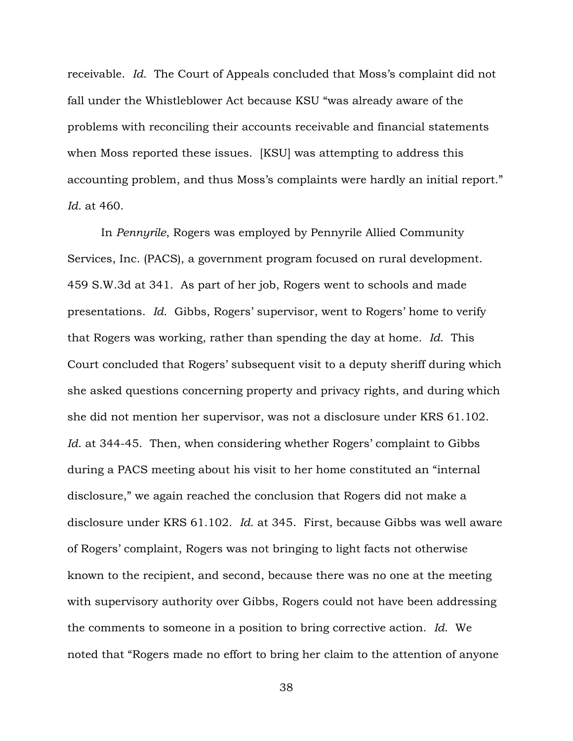receivable. *Id.* The Court of Appeals concluded that Moss's complaint did not fall under the Whistleblower Act because KSU "was already aware of the problems with reconciling their accounts receivable and financial statements when Moss reported these issues. [KSU] was attempting to address this accounting problem, and thus Moss's complaints were hardly an initial report." *Id.* at 460.

In *Pennyrile*, Rogers was employed by Pennyrile Allied Community Services, Inc. (PACS), a government program focused on rural development. 459 S.W.3d at 341. As part of her job, Rogers went to schools and made presentations. *Id.* Gibbs, Rogers' supervisor, went to Rogers' home to verify that Rogers was working, rather than spending the day at home. *Id.* This Court concluded that Rogers' subsequent visit to a deputy sheriff during which she asked questions concerning property and privacy rights, and during which she did not mention her supervisor, was not a disclosure under KRS 61.102. *Id.* at 344-45. Then, when considering whether Rogers' complaint to Gibbs during a PACS meeting about his visit to her home constituted an "internal disclosure," we again reached the conclusion that Rogers did not make a disclosure under KRS 61.102. *Id.* at 345. First, because Gibbs was well aware of Rogers' complaint, Rogers was not bringing to light facts not otherwise known to the recipient, and second, because there was no one at the meeting with supervisory authority over Gibbs, Rogers could not have been addressing the comments to someone in a position to bring corrective action. *Id.* We noted that "Rogers made no effort to bring her claim to the attention of anyone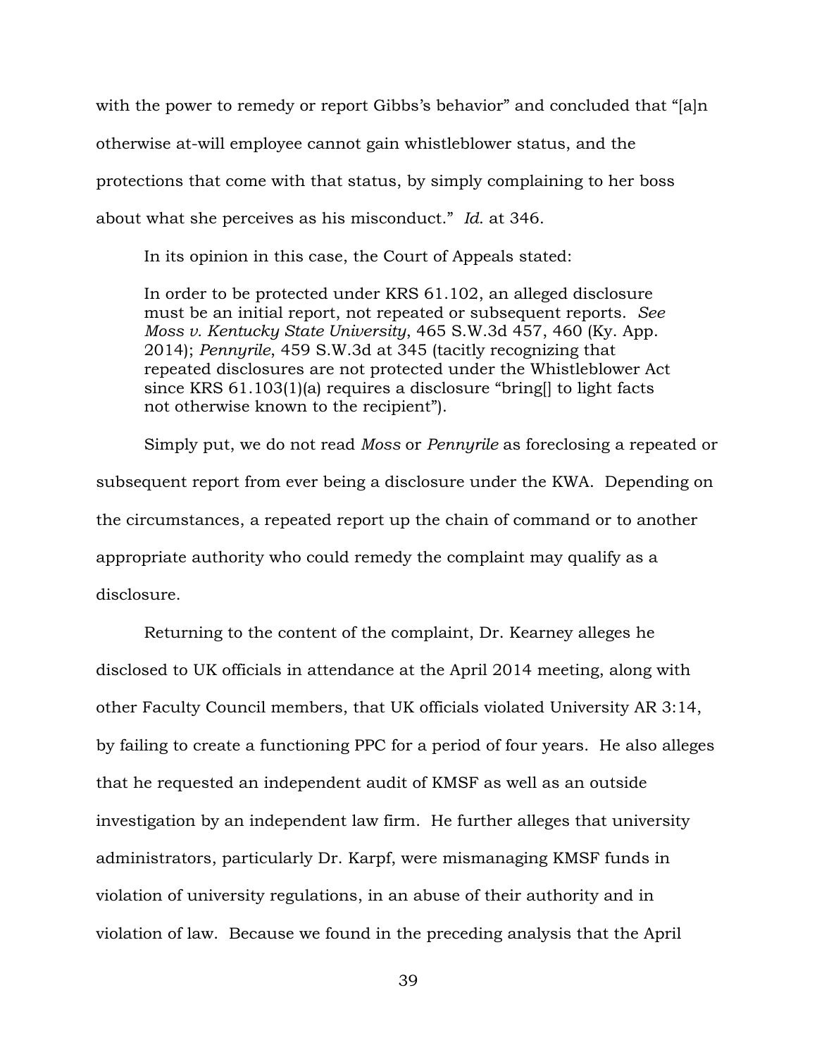with the power to remedy or report Gibbs's behavior" and concluded that "[a]n otherwise at-will employee cannot gain whistleblower status, and the protections that come with that status, by simply complaining to her boss about what she perceives as his misconduct." *Id.* at 346.

In its opinion in this case, the Court of Appeals stated:

> In order to be protected under KRS 61.102, an alleged disclosure must be an initial report, not repeated or subsequent reports. *See Moss v. Kentucky State University*, 465 S.W.3d 457, 460 (Ky. App. 2014); *Pennyrile*, 459 S.W.3d at 345 (tacitly recognizing that repeated disclosures are not protected under the Whistleblower Act since KRS 61.103(1)(a) requires a disclosure "bring[] to light facts not otherwise known to the recipient").

Simply put, we do not read *Moss* or *Pennyrile* as foreclosing a repeated or subsequent report from ever being a disclosure under the KWA. Depending on the circumstances, a repeated report up the chain of command or to another appropriate authority who could remedy the complaint may qualify as a disclosure.

Returning to the content of the complaint, Dr. Kearney alleges he disclosed to UK officials in attendance at the April 2014 meeting, along with other Faculty Council members, that UK officials violated University AR 3:14, by failing to create a functioning PPC for a period of four years. He also alleges that he requested an independent audit of KMSF as well as an outside investigation by an independent law firm. He further alleges that university administrators, particularly Dr. Karpf, were mismanaging KMSF funds in violation of university regulations, in an abuse of their authority and in violation of law. Because we found in the preceding analysis that the April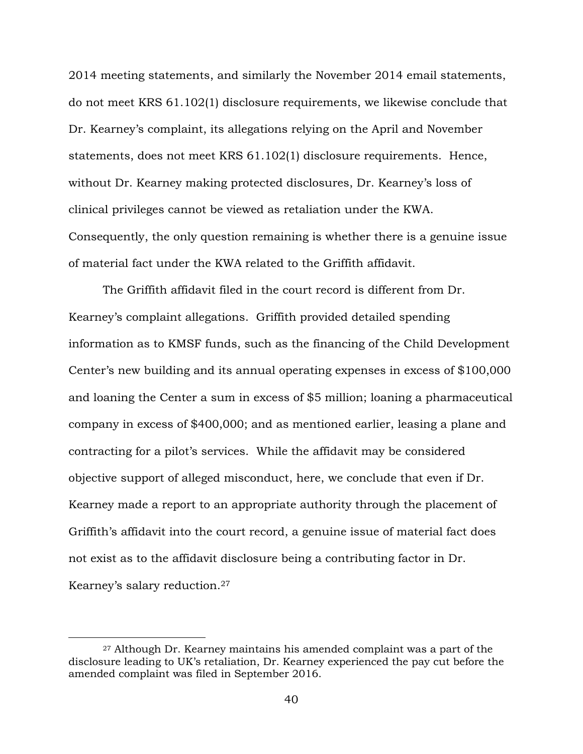2014 meeting statements, and similarly the November 2014 email statements, do not meet KRS 61.102(1) disclosure requirements, we likewise conclude that Dr. Kearney's complaint, its allegations relying on the April and November statements, does not meet KRS 61.102(1) disclosure requirements. Hence, without Dr. Kearney making protected disclosures, Dr. Kearney's loss of clinical privileges cannot be viewed as retaliation under the KWA. Consequently, the only question remaining is whether there is a genuine issue of material fact under the KWA related to the Griffith affidavit.

The Griffith affidavit filed in the court record is different from Dr. Kearney's complaint allegations. Griffith provided detailed spending information as to KMSF funds, such as the financing of the Child Development Center's new building and its annual operating expenses in excess of $100,000 and loaning the Center a sum in excess of $5 million; loaning a pharmaceutical company in excess of $400,000; and as mentioned earlier, leasing a plane and contracting for a pilot's services. While the affidavit may be considered objective support of alleged misconduct, here, we conclude that even if Dr. Kearney made a report to an appropriate authority through the placement of Griffith's affidavit into the court record, a genuine issue of material fact does not exist as to the affidavit disclosure being a contributing factor in Dr. Kearney's salary reduction.[27]

---

[27] Although Dr. Kearney maintains his amended complaint was a part of the disclosure leading to UK's retaliation, Dr. Kearney experienced the pay cut before the amended complaint was filed in September 2016.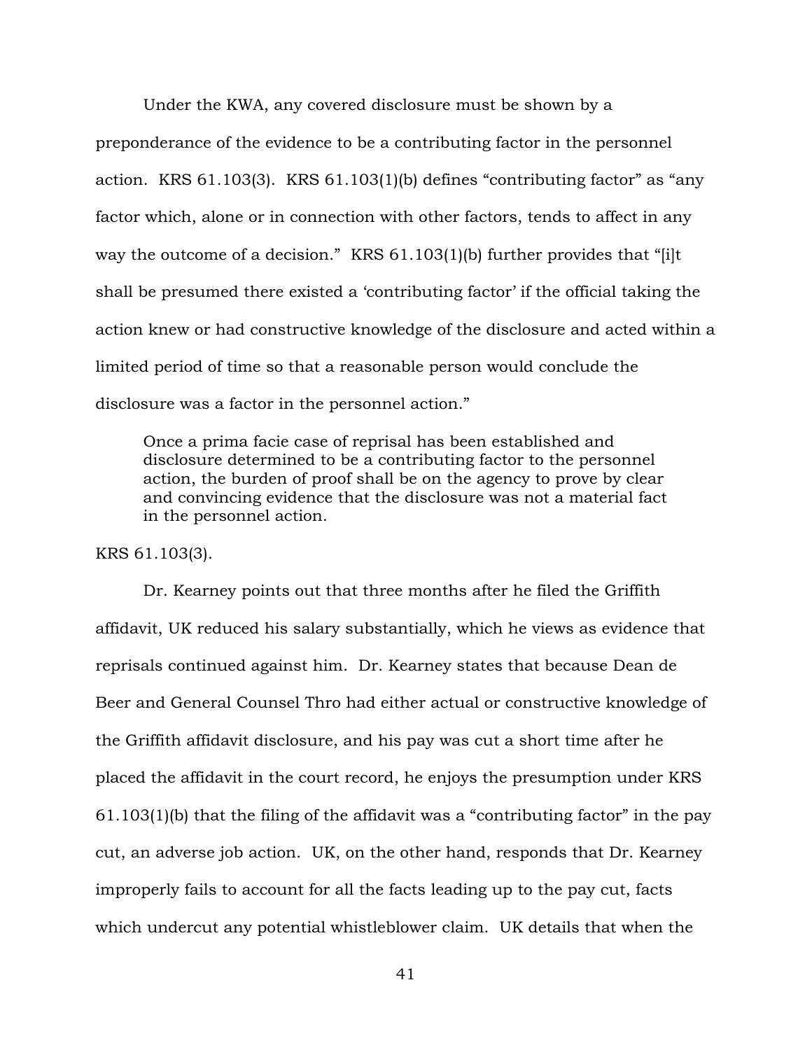Under the KWA, any covered disclosure must be shown by a preponderance of the evidence to be a contributing factor in the personnel action. KRS 61.103(3). KRS 61.103(1)(b) defines "contributing factor" as "any factor which, alone or in connection with other factors, tends to affect in any way the outcome of a decision." KRS 61.103(1)(b) further provides that "[i]t shall be presumed there existed a 'contributing factor' if the official taking the action knew or had constructive knowledge of the disclosure and acted within a limited period of time so that a reasonable person would conclude the disclosure was a factor in the personnel action."

> Once a prima facie case of reprisal has been established and disclosure determined to be a contributing factor to the personnel action, the burden of proof shall be on the agency to prove by clear and convincing evidence that the disclosure was not a material fact in the personnel action.

KRS 61.103(3).

Dr. Kearney points out that three months after he filed the Griffith affidavit, UK reduced his salary substantially, which he views as evidence that reprisals continued against him. Dr. Kearney states that because Dean de Beer and General Counsel Thro had either actual or constructive knowledge of the Griffith affidavit disclosure, and his pay was cut a short time after he placed the affidavit in the court record, he enjoys the presumption under KRS 61.103(1)(b) that the filing of the affidavit was a "contributing factor" in the pay cut, an adverse job action. UK, on the other hand, responds that Dr. Kearney improperly fails to account for all the facts leading up to the pay cut, facts which undercut any potential whistleblower claim. UK details that when the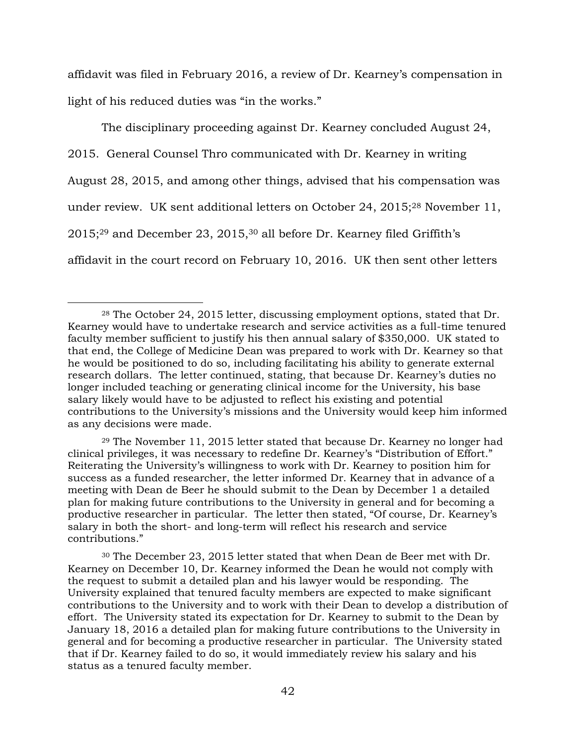affidavit was filed in February 2016, a review of Dr. Kearney's compensation in light of his reduced duties was "in the works."

The disciplinary proceeding against Dr. Kearney concluded August 24, 2015. General Counsel Thro communicated with Dr. Kearney in writing August 28, 2015, and among other things, advised that his compensation was under review. UK sent additional letters on October 24, 2015;[28] November 11, 2015;[29] and December 23, 2015,[30] all before Dr. Kearney filed Griffith's affidavit in the court record on February 10, 2016. UK then sent other letters

---

[28] The October 24, 2015 letter, discussing employment options, stated that Dr. Kearney would have to undertake research and service activities as a full-time tenured faculty member sufficient to justify his then annual salary of $350,000. UK stated to that end, the College of Medicine Dean was prepared to work with Dr. Kearney so that he would be positioned to do so, including facilitating his ability to generate external research dollars. The letter continued, stating, that because Dr. Kearney's duties no longer included teaching or generating clinical income for the University, his base salary likely would have to be adjusted to reflect his existing and potential contributions to the University's missions and the University would keep him informed as any decisions were made.

[29] The November 11, 2015 letter stated that because Dr. Kearney no longer had clinical privileges, it was necessary to redefine Dr. Kearney's "Distribution of Effort." Reiterating the University's willingness to work with Dr. Kearney to position him for success as a funded researcher, the letter informed Dr. Kearney that in advance of a meeting with Dean de Beer he should submit to the Dean by December 1 a detailed plan for making future contributions to the University in general and for becoming a productive researcher in particular. The letter then stated, "Of course, Dr. Kearney's salary in both the short- and long-term will reflect his research and service contributions."

[30] The December 23, 2015 letter stated that when Dean de Beer met with Dr. Kearney on December 10, Dr. Kearney informed the Dean he would not comply with the request to submit a detailed plan and his lawyer would be responding. The University explained that tenured faculty members are expected to make significant contributions to the University and to work with their Dean to develop a distribution of effort. The University stated its expectation for Dr. Kearney to submit to the Dean by January 18, 2016 a detailed plan for making future contributions to the University in general and for becoming a productive researcher in particular. The University stated that if Dr. Kearney failed to do so, it would immediately review his salary and his status as a tenured faculty member.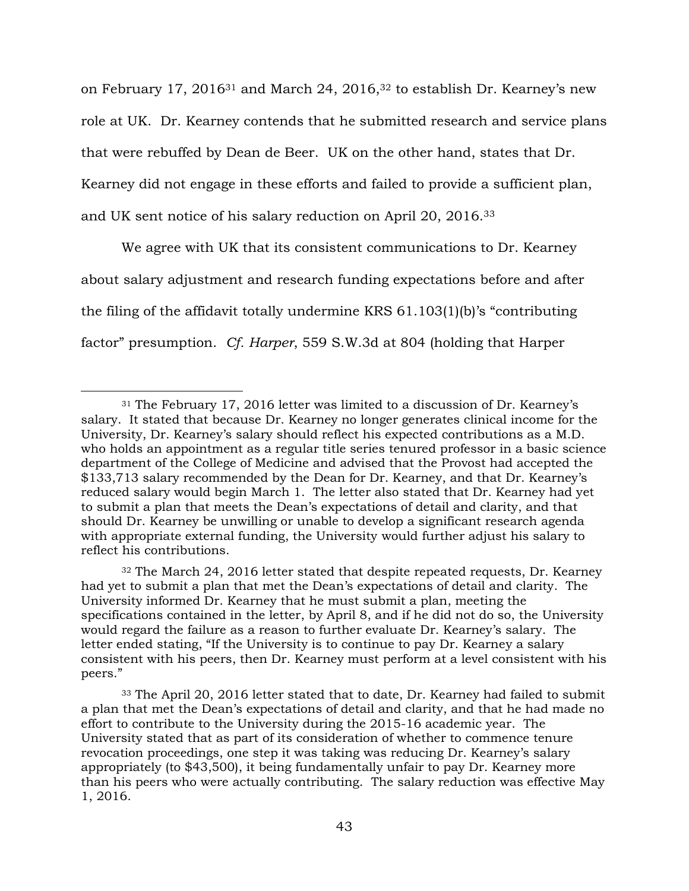on February 17, 2016[31] and March 24, 2016,[32] to establish Dr. Kearney's new role at UK. Dr. Kearney contends that he submitted research and service plans that were rebuffed by Dean de Beer. UK on the other hand, states that Dr. Kearney did not engage in these efforts and failed to provide a sufficient plan, and UK sent notice of his salary reduction on April 20, 2016.[33]

We agree with UK that its consistent communications to Dr. Kearney about salary adjustment and research funding expectations before and after the filing of the affidavit totally undermine KRS 61.103(1)(b)'s "contributing factor" presumption. *Cf. Harper*, 559 S.W.3d at 804 (holding that Harper

---

[31] The February 17, 2016 letter was limited to a discussion of Dr. Kearney's salary. It stated that because Dr. Kearney no longer generates clinical income for the University, Dr. Kearney's salary should reflect his expected contributions as a M.D. who holds an appointment as a regular title series tenured professor in a basic science department of the College of Medicine and advised that the Provost had accepted the $133,713 salary recommended by the Dean for Dr. Kearney, and that Dr. Kearney's reduced salary would begin March 1. The letter also stated that Dr. Kearney had yet to submit a plan that meets the Dean's expectations of detail and clarity, and that should Dr. Kearney be unwilling or unable to develop a significant research agenda with appropriate external funding, the University would further adjust his salary to reflect his contributions.

[32] The March 24, 2016 letter stated that despite repeated requests, Dr. Kearney had yet to submit a plan that met the Dean's expectations of detail and clarity. The University informed Dr. Kearney that he must submit a plan, meeting the specifications contained in the letter, by April 8, and if he did not do so, the University would regard the failure as a reason to further evaluate Dr. Kearney's salary. The letter ended stating, "If the University is to continue to pay Dr. Kearney a salary consistent with his peers, then Dr. Kearney must perform at a level consistent with his peers."

[33] The April 20, 2016 letter stated that to date, Dr. Kearney had failed to submit a plan that met the Dean's expectations of detail and clarity, and that he had made no effort to contribute to the University during the 2015-16 academic year. The University stated that as part of its consideration of whether to commence tenure revocation proceedings, one step it was taking was reducing Dr. Kearney's salary appropriately (to $43,500), it being fundamentally unfair to pay Dr. Kearney more than his peers who were actually contributing. The salary reduction was effective May 1, 2016.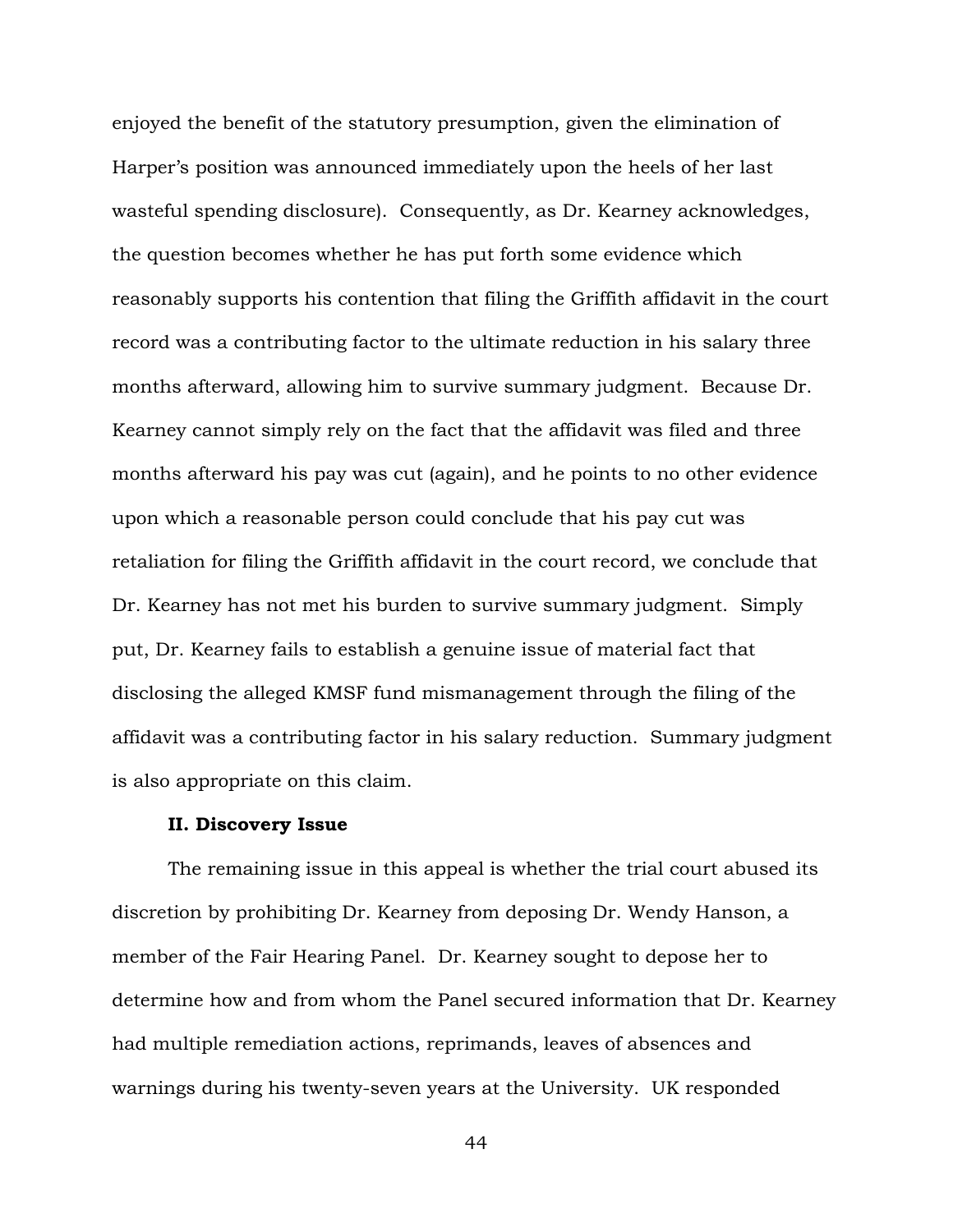enjoyed the benefit of the statutory presumption, given the elimination of Harper's position was announced immediately upon the heels of her last wasteful spending disclosure). Consequently, as Dr. Kearney acknowledges, the question becomes whether he has put forth some evidence which reasonably supports his contention that filing the Griffith affidavit in the court record was a contributing factor to the ultimate reduction in his salary three months afterward, allowing him to survive summary judgment. Because Dr. Kearney cannot simply rely on the fact that the affidavit was filed and three months afterward his pay was cut (again), and he points to no other evidence upon which a reasonable person could conclude that his pay cut was retaliation for filing the Griffith affidavit in the court record, we conclude that Dr. Kearney has not met his burden to survive summary judgment. Simply put, Dr. Kearney fails to establish a genuine issue of material fact that disclosing the alleged KMSF fund mismanagement through the filing of the affidavit was a contributing factor in his salary reduction. Summary judgment is also appropriate on this claim.

### II. Discovery Issue

The remaining issue in this appeal is whether the trial court abused its discretion by prohibiting Dr. Kearney from deposing Dr. Wendy Hanson, a member of the Fair Hearing Panel. Dr. Kearney sought to depose her to determine how and from whom the Panel secured information that Dr. Kearney had multiple remediation actions, reprimands, leaves of absences and warnings during his twenty-seven years at the University. UK responded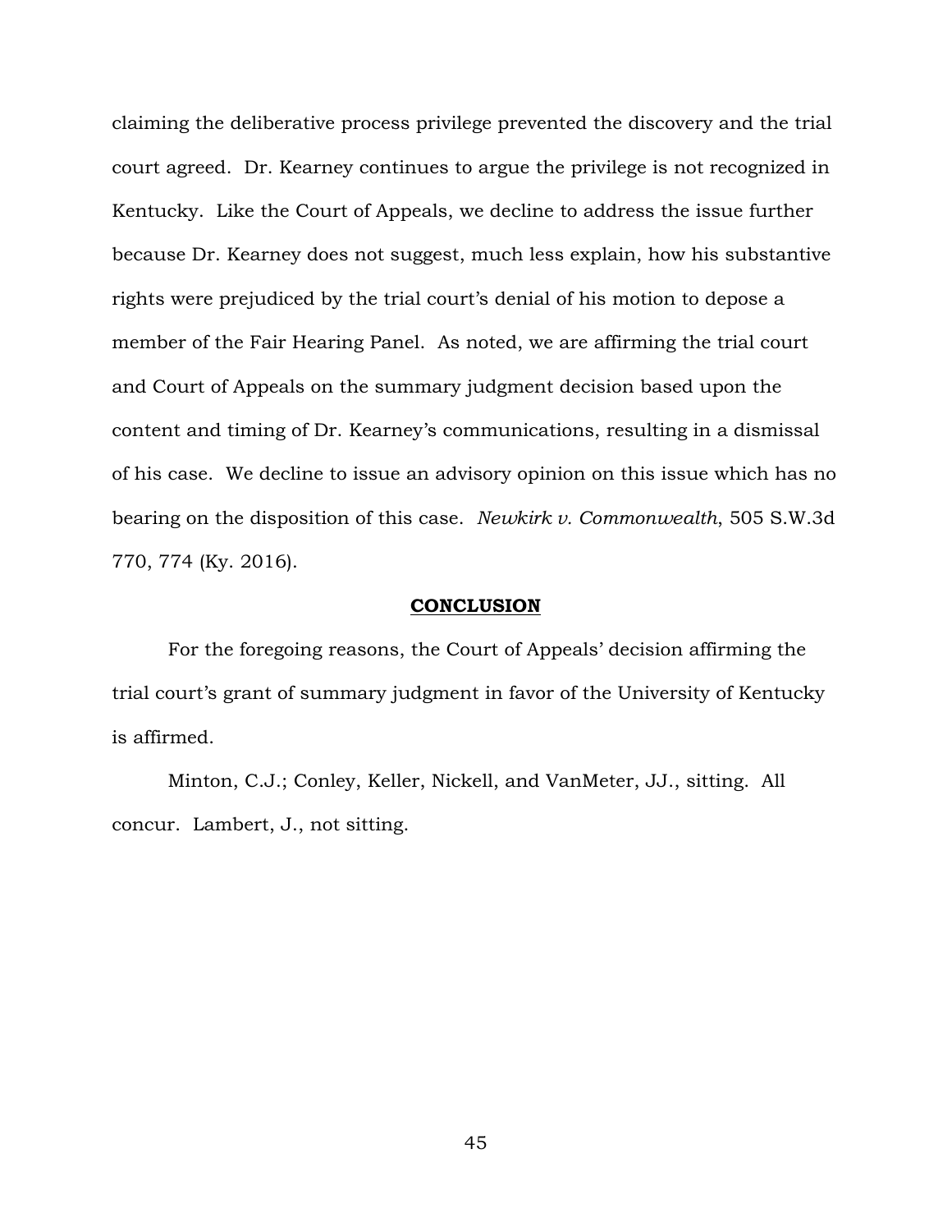claiming the deliberative process privilege prevented the discovery and the trial court agreed. Dr. Kearney continues to argue the privilege is not recognized in Kentucky. Like the Court of Appeals, we decline to address the issue further because Dr. Kearney does not suggest, much less explain, how his substantive rights were prejudiced by the trial court's denial of his motion to depose a member of the Fair Hearing Panel. As noted, we are affirming the trial court and Court of Appeals on the summary judgment decision based upon the content and timing of Dr. Kearney's communications, resulting in a dismissal of his case. We decline to issue an advisory opinion on this issue which has no bearing on the disposition of this case. *Newkirk v. Commonwealth*, 505 S.W.3d 770, 774 (Ky. 2016).

## CONCLUSION

For the foregoing reasons, the Court of Appeals' decision affirming the trial court's grant of summary judgment in favor of the University of Kentucky is affirmed.

Minton, C.J.; Conley, Keller, Nickell, and VanMeter, JJ., sitting. All concur. Lambert, J., not sitting.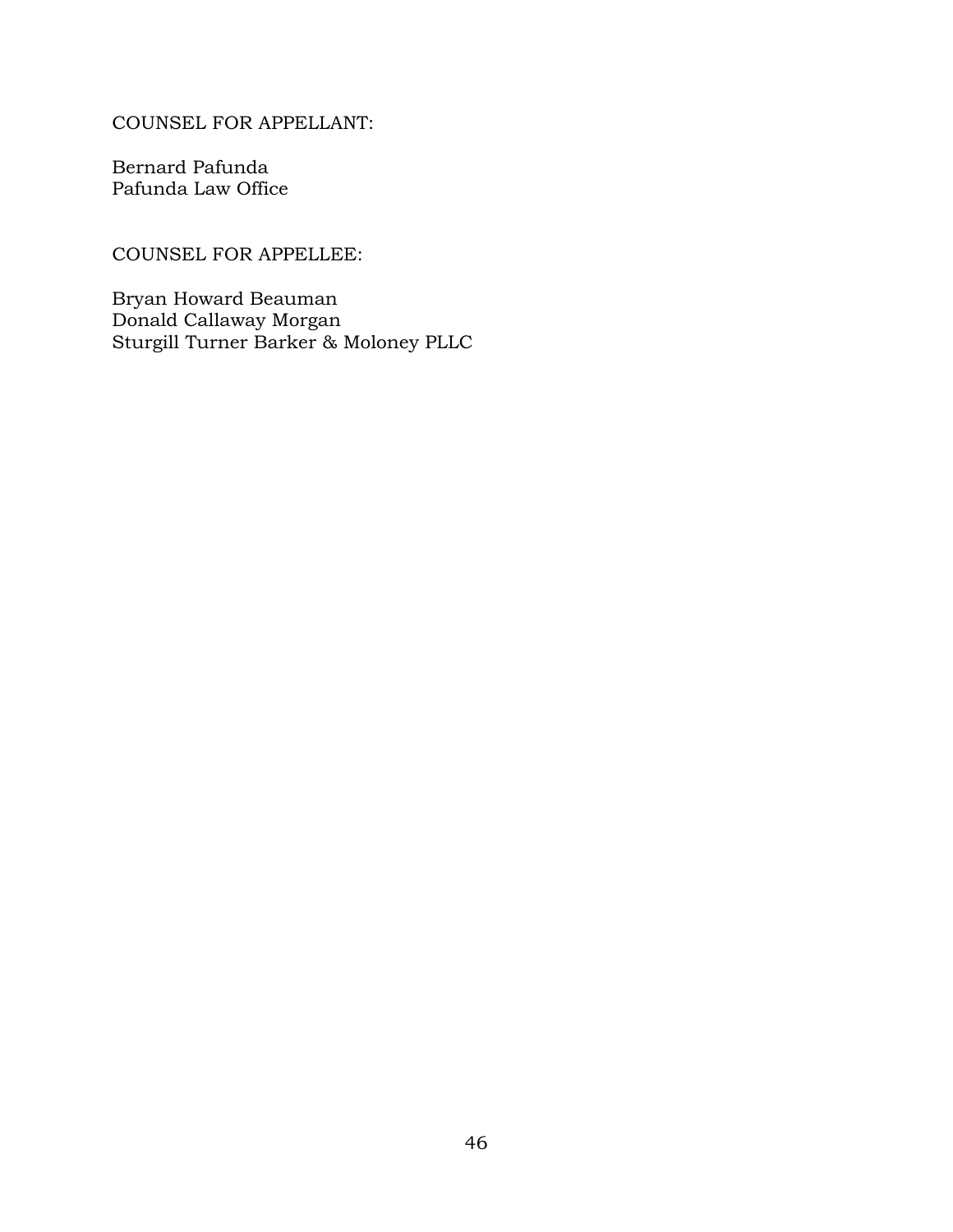COUNSEL FOR APPELLANT:

Bernard Pafunda
Pafunda Law Office

COUNSEL FOR APPELLEE:

Bryan Howard Beauman
Donald Callaway Morgan
Sturgill Turner Barker & Moloney PLLC